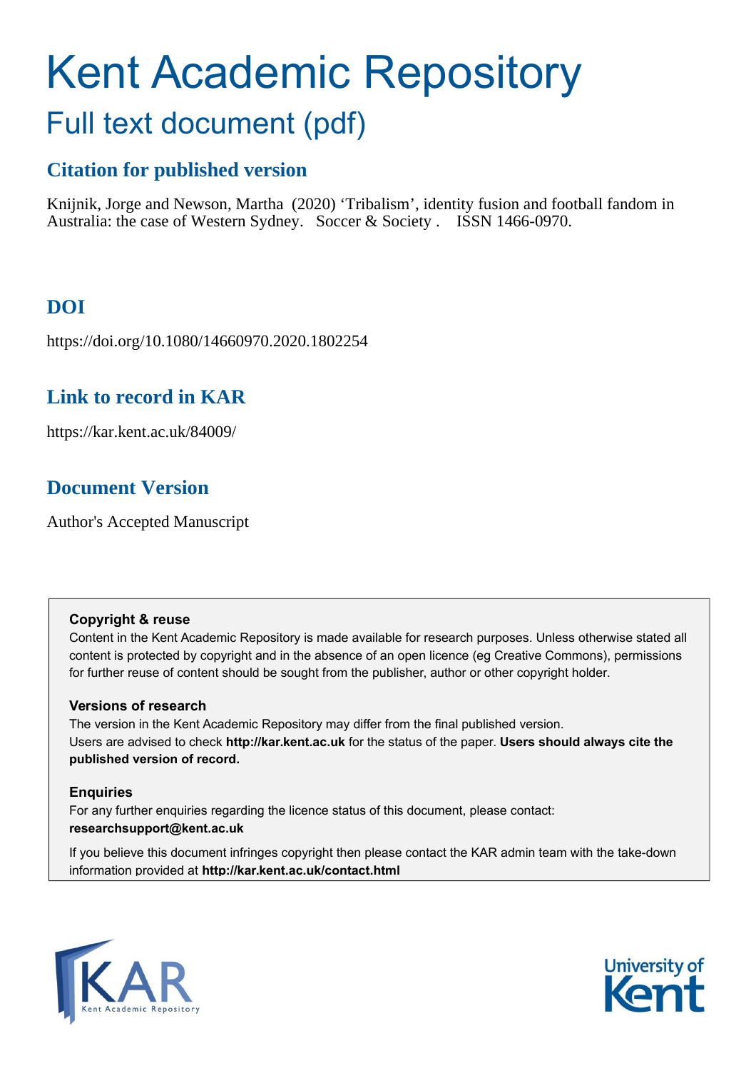# Kent Academic Repository

## Full text document (pdf)

## Citation for published version

Knijnik, Jorge and Newson, Martha (2020) 'Tribalism', identity fusion and football fandom in Australia: the case of Western Sydney. Soccer & Society . ISSN 1466-0970.

## DOI

https://doi.org/10.1080/14660970.2020.1802254

## Link to record in KAR

https://kar.kent.ac.uk/84009/

## Document Version

Author's Accepted Manuscript

**Copyright & reuse**

Content in the Kent Academic Repository is made available for research purposes. Unless otherwise stated all content is protected by copyright and in the absence of an open licence (eg Creative Commons), permissions for further reuse of content should be sought from the publisher, author or other copyright holder.

**Versions of research**

The version in the Kent Academic Repository may differ from the final published version. Users are advised to check **http://kar.kent.ac.uk** for the status of the paper. **Users should always cite the published version of record.**

**Enquiries**

For any further enquiries regarding the licence status of this document, please contact: **researchsupport@kent.ac.uk**

If you believe this document infringes copyright then please contact the KAR admin team with the take-down information provided at **http://kar.kent.ac.uk/contact.html**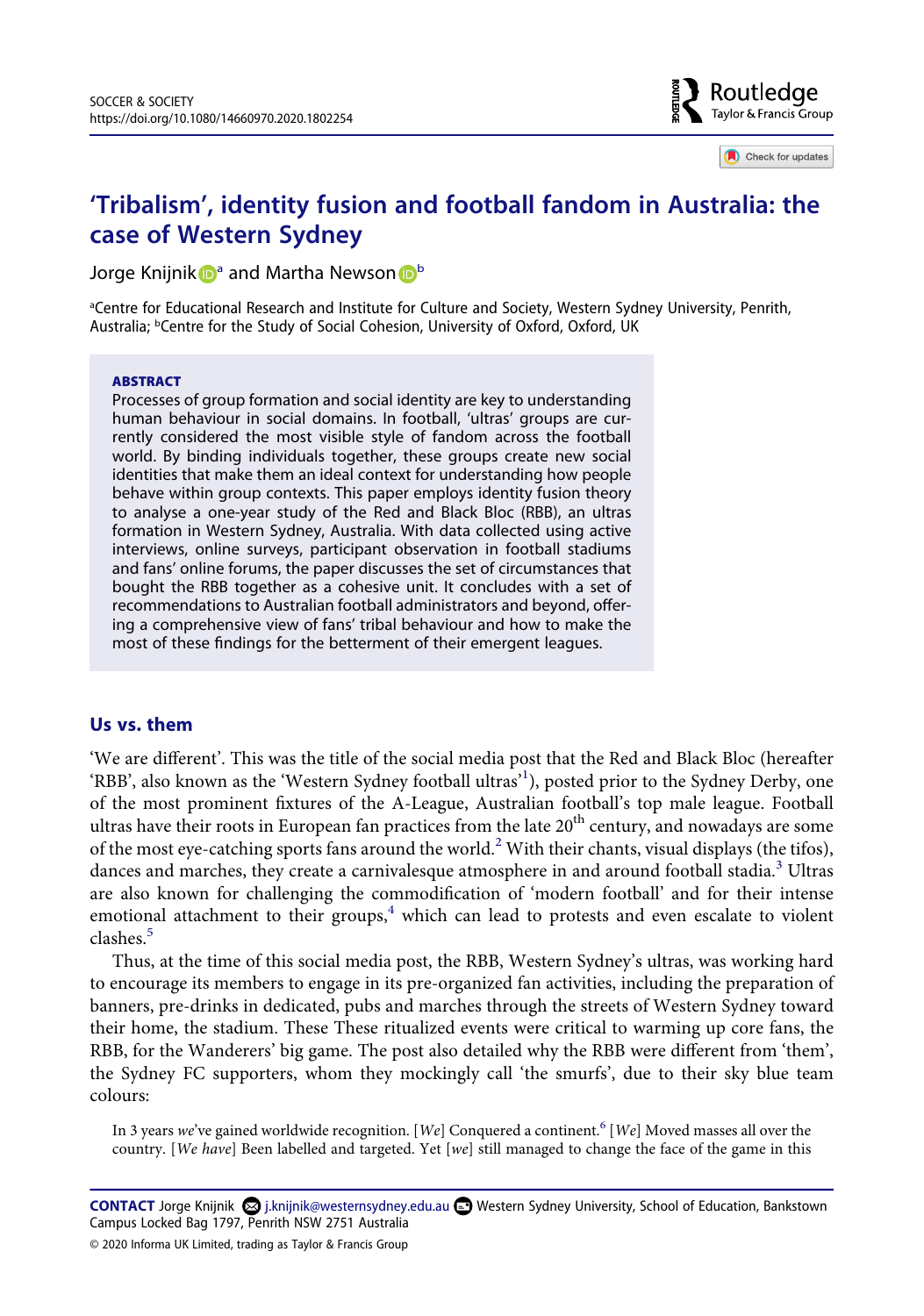# 'Tribalism', identity fusion and football fandom in Australia: the case of Western Sydney

Jorge Knijnik[a] and Martha Newson[b]

[a]Centre for Educational Research and Institute for Culture and Society, Western Sydney University, Penrith, Australia; [b]Centre for the Study of Social Cohesion, University of Oxford, Oxford, UK

**ABSTRACT**

Processes of group formation and social identity are key to understanding human behaviour in social domains. In football, 'ultras' groups are currently considered the most visible style of fandom across the football world. By binding individuals together, these groups create new social identities that make them an ideal context for understanding how people behave within group contexts. This paper employs identity fusion theory to analyse a one-year study of the Red and Black Bloc (RBB), an ultras formation in Western Sydney, Australia. With data collected using active interviews, online surveys, participant observation in football stadiums and fans' online forums, the paper discusses the set of circumstances that bought the RBB together as a cohesive unit. It concludes with a set of recommendations to Australian football administrators and beyond, offering a comprehensive view of fans' tribal behaviour and how to make the most of these findings for the betterment of their emergent leagues.

## Us vs. them

'We are different'. This was the title of the social media post that the Red and Black Bloc (hereafter 'RBB', also known as the 'Western Sydney football ultras'[1]), posted prior to the Sydney Derby, one of the most prominent fixtures of the A-League, Australian football's top male league. Football ultras have their roots in European fan practices from the late 20th century, and nowadays are some of the most eye-catching sports fans around the world.[2] With their chants, visual displays (the tifos), dances and marches, they create a carnivalesque atmosphere in and around football stadia.[3] Ultras are also known for challenging the commodification of 'modern football' and for their intense emotional attachment to their groups,[4] which can lead to protests and even escalate to violent clashes.[5]

Thus, at the time of this social media post, the RBB, Western Sydney's ultras, was working hard to encourage its members to engage in its pre-organized fan activities, including the preparation of banners, pre-drinks in dedicated, pubs and marches through the streets of Western Sydney toward their home, the stadium. These These ritualized events were critical to warming up core fans, the RBB, for the Wanderers' big game. The post also detailed why the RBB were different from 'them', the Sydney FC supporters, whom they mockingly call 'the smurfs', due to their sky blue team colours:

> In 3 years *we*'ve gained worldwide recognition. [*We*] Conquered a continent.[6] [*We*] Moved masses all over the country. [*We have*] Been labelled and targeted. Yet [*we*] still managed to change the face of the game in this

**CONTACT** Jorge Knijnik j.knijnik@westernsydney.edu.au Western Sydney University, School of Education, Bankstown Campus Locked Bag 1797, Penrith NSW 2751 Australia

© 2020 Informa UK Limited, trading as Taylor & Francis Group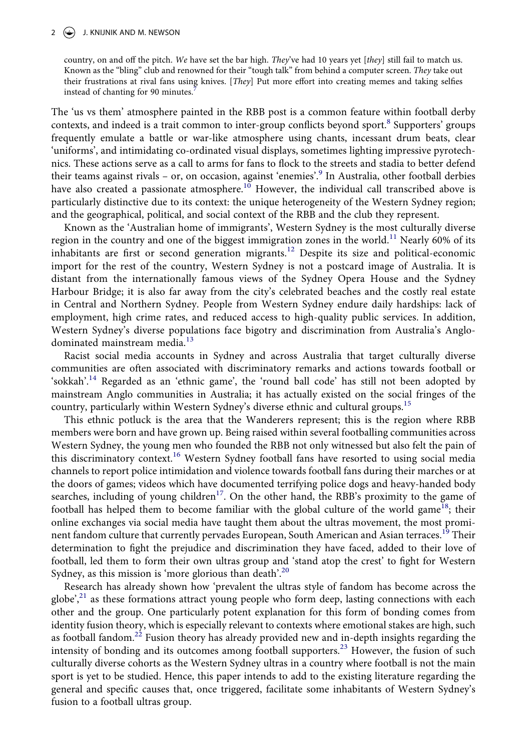country, on and off the pitch. *We* have set the bar high. *They*'ve had 10 years yet [*they*] still fail to match us. Known as the "bling" club and renowned for their "tough talk" from behind a computer screen. *They* take out their frustrations at rival fans using knives. [*They*] Put more effort into creating memes and taking selfies instead of chanting for 90 minutes.[7]

The 'us vs them' atmosphere painted in the RBB post is a common feature within football derby contexts, and indeed is a trait common to inter-group conflicts beyond sport.[8] Supporters' groups frequently emulate a battle or war-like atmosphere using chants, incessant drum beats, clear 'uniforms', and intimidating co-ordinated visual displays, sometimes lighting impressive pyrotechnics. These actions serve as a call to arms for fans to flock to the streets and stadia to better defend their teams against rivals – or, on occasion, against 'enemies'.[9] In Australia, other football derbies have also created a passionate atmosphere.[10] However, the individual call transcribed above is particularly distinctive due to its context: the unique heterogeneity of the Western Sydney region; and the geographical, political, and social context of the RBB and the club they represent.

Known as the 'Australian home of immigrants', Western Sydney is the most culturally diverse region in the country and one of the biggest immigration zones in the world.[11] Nearly 60% of its inhabitants are first or second generation migrants.[12] Despite its size and political-economic import for the rest of the country, Western Sydney is not a postcard image of Australia. It is distant from the internationally famous views of the Sydney Opera House and the Sydney Harbour Bridge; it is also far away from the city's celebrated beaches and the costly real estate in Central and Northern Sydney. People from Western Sydney endure daily hardships: lack of employment, high crime rates, and reduced access to high-quality public services. In addition, Western Sydney's diverse populations face bigotry and discrimination from Australia's Anglo-dominated mainstream media.[13]

Racist social media accounts in Sydney and across Australia that target culturally diverse communities are often associated with discriminatory remarks and actions towards football or 'sokkah'.[14] Regarded as an 'ethnic game', the 'round ball code' has still not been adopted by mainstream Anglo communities in Australia; it has actually existed on the social fringes of the country, particularly within Western Sydney's diverse ethnic and cultural groups.[15]

This ethnic potluck is the area that the Wanderers represent; this is the region where RBB members were born and have grown up. Being raised within several footballing communities across Western Sydney, the young men who founded the RBB not only witnessed but also felt the pain of this discriminatory context.[16] Western Sydney football fans have resorted to using social media channels to report police intimidation and violence towards football fans during their marches or at the doors of games; videos which have documented terrifying police dogs and heavy-handed body searches, including of young children[17]. On the other hand, the RBB's proximity to the game of football has helped them to become familiar with the global culture of the world game[18]; their online exchanges via social media have taught them about the ultras movement, the most prominent fandom culture that currently pervades European, South American and Asian terraces.[19] Their determination to fight the prejudice and discrimination they have faced, added to their love of football, led them to form their own ultras group and 'stand atop the crest' to fight for Western Sydney, as this mission is 'more glorious than death'.[20]

Research has already shown how 'prevalent the ultras style of fandom has become across the globe',[21] as these formations attract young people who form deep, lasting connections with each other and the group. One particularly potent explanation for this form of bonding comes from identity fusion theory, which is especially relevant to contexts where emotional stakes are high, such as football fandom.[22] Fusion theory has already provided new and in-depth insights regarding the intensity of bonding and its outcomes among football supporters.[23] However, the fusion of such culturally diverse cohorts as the Western Sydney ultras in a country where football is not the main sport is yet to be studied. Hence, this paper intends to add to the existing literature regarding the general and specific causes that, once triggered, facilitate some inhabitants of Western Sydney's fusion to a football ultras group.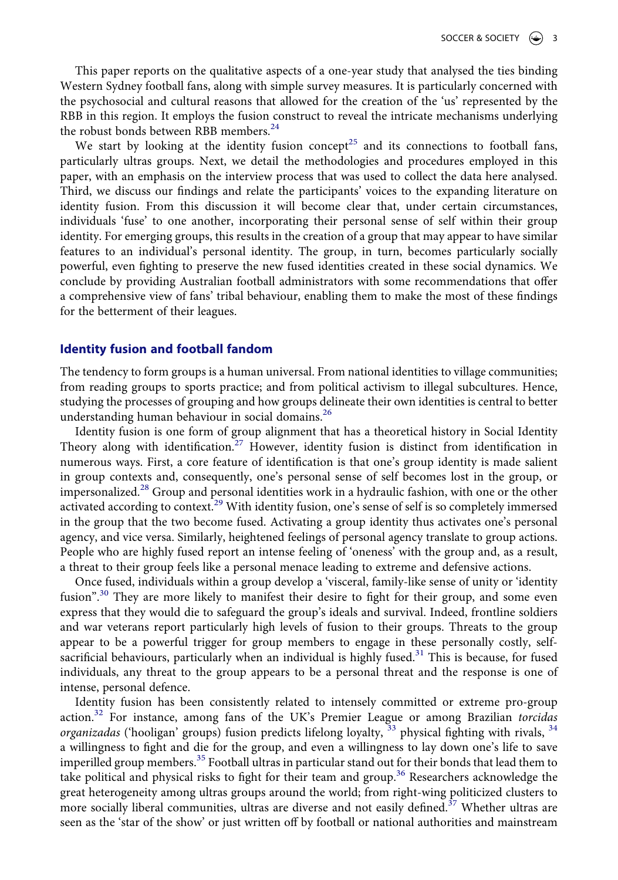This paper reports on the qualitative aspects of a one-year study that analysed the ties binding Western Sydney football fans, along with simple survey measures. It is particularly concerned with the psychosocial and cultural reasons that allowed for the creation of the 'us' represented by the RBB in this region. It employs the fusion construct to reveal the intricate mechanisms underlying the robust bonds between RBB members.[24]

We start by looking at the identity fusion concept[25] and its connections to football fans, particularly ultras groups. Next, we detail the methodologies and procedures employed in this paper, with an emphasis on the interview process that was used to collect the data here analysed. Third, we discuss our findings and relate the participants' voices to the expanding literature on identity fusion. From this discussion it will become clear that, under certain circumstances, individuals 'fuse' to one another, incorporating their personal sense of self within their group identity. For emerging groups, this results in the creation of a group that may appear to have similar features to an individual's personal identity. The group, in turn, becomes particularly socially powerful, even fighting to preserve the new fused identities created in these social dynamics. We conclude by providing Australian football administrators with some recommendations that offer a comprehensive view of fans' tribal behaviour, enabling them to make the most of these findings for the betterment of their leagues.

## Identity fusion and football fandom

The tendency to form groups is a human universal. From national identities to village communities; from reading groups to sports practice; and from political activism to illegal subcultures. Hence, studying the processes of grouping and how groups delineate their own identities is central to better understanding human behaviour in social domains.[26]

Identity fusion is one form of group alignment that has a theoretical history in Social Identity Theory along with identification.[27] However, identity fusion is distinct from identification in numerous ways. First, a core feature of identification is that one's group identity is made salient in group contexts and, consequently, one's personal sense of self becomes lost in the group, or impersonalized.[28] Group and personal identities work in a hydraulic fashion, with one or the other activated according to context.[29] With identity fusion, one's sense of self is so completely immersed in the group that the two become fused. Activating a group identity thus activates one's personal agency, and vice versa. Similarly, heightened feelings of personal agency translate to group actions. People who are highly fused report an intense feeling of 'oneness' with the group and, as a result, a threat to their group feels like a personal menace leading to extreme and defensive actions.

Once fused, individuals within a group develop a 'visceral, family-like sense of unity or 'identity fusion''.[30] They are more likely to manifest their desire to fight for their group, and some even express that they would die to safeguard the group's ideals and survival. Indeed, frontline soldiers and war veterans report particularly high levels of fusion to their groups. Threats to the group appear to be a powerful trigger for group members to engage in these personally costly, self-sacrificial behaviours, particularly when an individual is highly fused.[31] This is because, for fused individuals, any threat to the group appears to be a personal threat and the response is one of intense, personal defence.

Identity fusion has been consistently related to intensely committed or extreme pro-group action.[32] For instance, among fans of the UK's Premier League or among Brazilian *torcidas organizadas* ('hooligan' groups) fusion predicts lifelong loyalty, [33] physical fighting with rivals, [34] a willingness to fight and die for the group, and even a willingness to lay down one's life to save imperilled group members.[35] Football ultras in particular stand out for their bonds that lead them to take political and physical risks to fight for their team and group.[36] Researchers acknowledge the great heterogeneity among ultras groups around the world; from right-wing politicized clusters to more socially liberal communities, ultras are diverse and not easily defined.[37] Whether ultras are seen as the 'star of the show' or just written off by football or national authorities and mainstream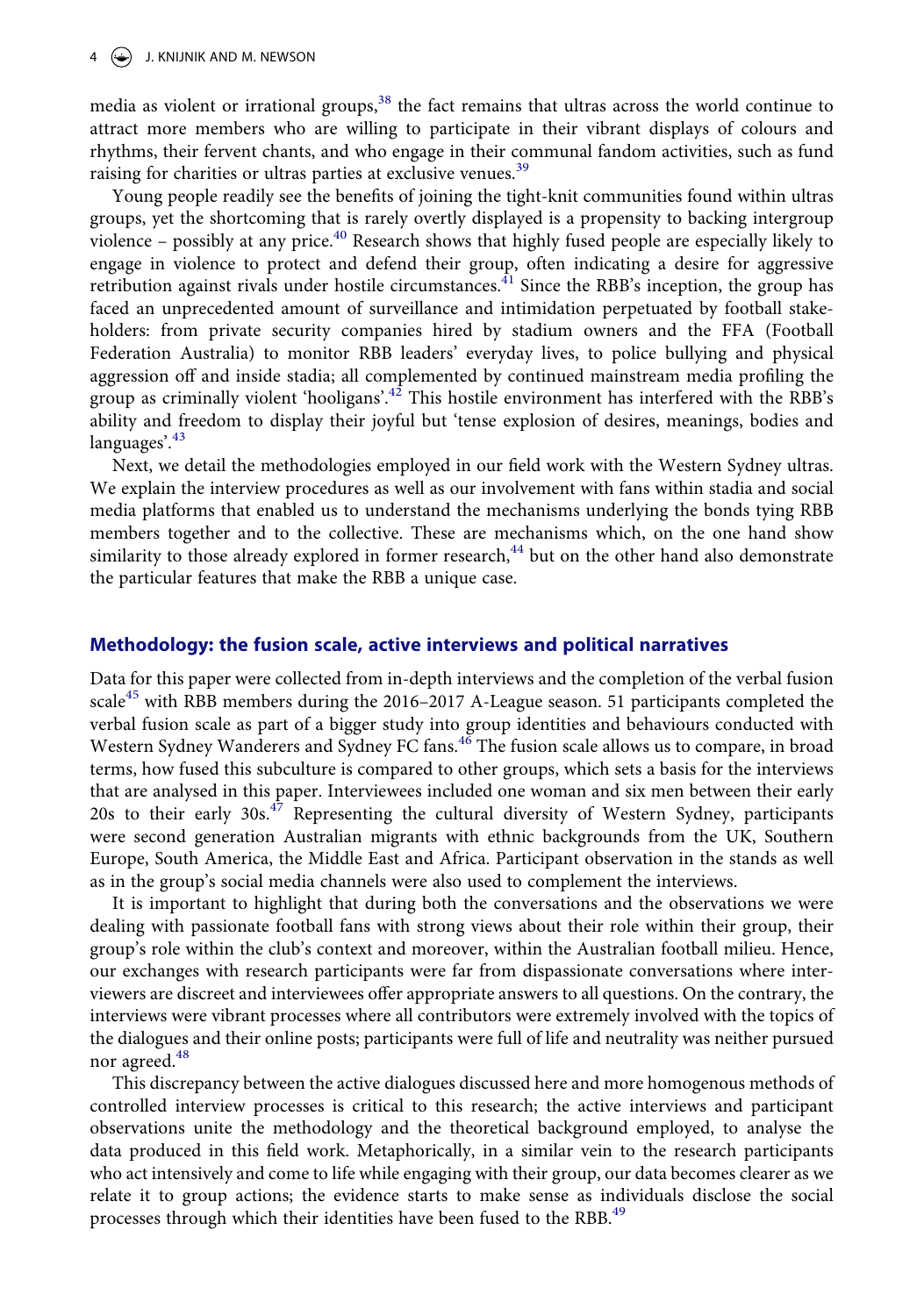media as violent or irrational groups,[38] the fact remains that ultras across the world continue to attract more members who are willing to participate in their vibrant displays of colours and rhythms, their fervent chants, and who engage in their communal fandom activities, such as fund raising for charities or ultras parties at exclusive venues.[39]

Young people readily see the benefits of joining the tight-knit communities found within ultras groups, yet the shortcoming that is rarely overtly displayed is a propensity to backing intergroup violence – possibly at any price.[40] Research shows that highly fused people are especially likely to engage in violence to protect and defend their group, often indicating a desire for aggressive retribution against rivals under hostile circumstances.[41] Since the RBB's inception, the group has faced an unprecedented amount of surveillance and intimidation perpetuated by football stakeholders: from private security companies hired by stadium owners and the FFA (Football Federation Australia) to monitor RBB leaders' everyday lives, to police bullying and physical aggression off and inside stadia; all complemented by continued mainstream media profiling the group as criminally violent 'hooligans'.[42] This hostile environment has interfered with the RBB's ability and freedom to display their joyful but 'tense explosion of desires, meanings, bodies and languages'.[43]

Next, we detail the methodologies employed in our field work with the Western Sydney ultras. We explain the interview procedures as well as our involvement with fans within stadia and social media platforms that enabled us to understand the mechanisms underlying the bonds tying RBB members together and to the collective. These are mechanisms which, on the one hand show similarity to those already explored in former research,[44] but on the other hand also demonstrate the particular features that make the RBB a unique case.

## Methodology: the fusion scale, active interviews and political narratives

Data for this paper were collected from in-depth interviews and the completion of the verbal fusion scale[45] with RBB members during the 2016–2017 A-League season. 51 participants completed the verbal fusion scale as part of a bigger study into group identities and behaviours conducted with Western Sydney Wanderers and Sydney FC fans.[46] The fusion scale allows us to compare, in broad terms, how fused this subculture is compared to other groups, which sets a basis for the interviews that are analysed in this paper. Interviewees included one woman and six men between their early 20s to their early 30s.[47] Representing the cultural diversity of Western Sydney, participants were second generation Australian migrants with ethnic backgrounds from the UK, Southern Europe, South America, the Middle East and Africa. Participant observation in the stands as well as in the group's social media channels were also used to complement the interviews.

It is important to highlight that during both the conversations and the observations we were dealing with passionate football fans with strong views about their role within their group, their group's role within the club's context and moreover, within the Australian football milieu. Hence, our exchanges with research participants were far from dispassionate conversations where interviewers are discreet and interviewees offer appropriate answers to all questions. On the contrary, the interviews were vibrant processes where all contributors were extremely involved with the topics of the dialogues and their online posts; participants were full of life and neutrality was neither pursued nor agreed.[48]

This discrepancy between the active dialogues discussed here and more homogenous methods of controlled interview processes is critical to this research; the active interviews and participant observations unite the methodology and the theoretical background employed, to analyse the data produced in this field work. Metaphorically, in a similar vein to the research participants who act intensively and come to life while engaging with their group, our data becomes clearer as we relate it to group actions; the evidence starts to make sense as individuals disclose the social processes through which their identities have been fused to the RBB.[49]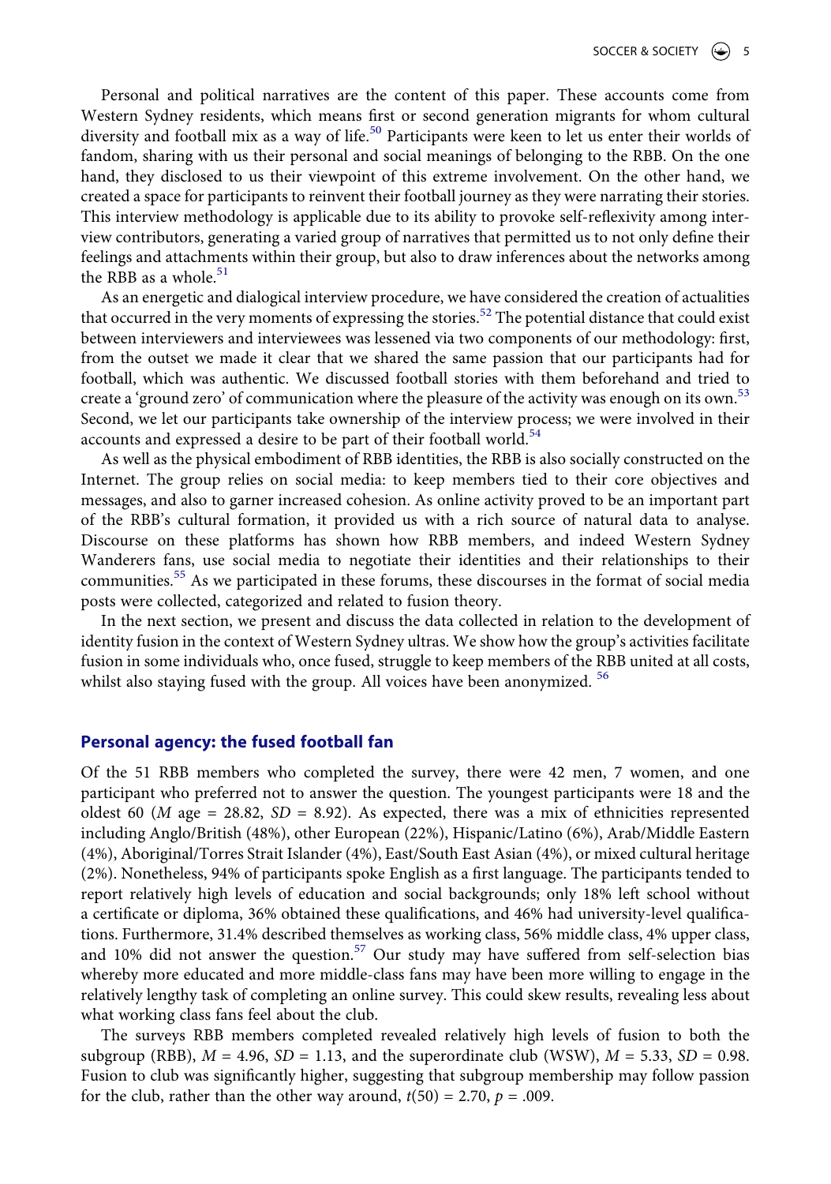Personal and political narratives are the content of this paper. These accounts come from Western Sydney residents, which means first or second generation migrants for whom cultural diversity and football mix as a way of life.[50] Participants were keen to let us enter their worlds of fandom, sharing with us their personal and social meanings of belonging to the RBB. On the one hand, they disclosed to us their viewpoint of this extreme involvement. On the other hand, we created a space for participants to reinvent their football journey as they were narrating their stories. This interview methodology is applicable due to its ability to provoke self-reflexivity among interview contributors, generating a varied group of narratives that permitted us to not only define their feelings and attachments within their group, but also to draw inferences about the networks among the RBB as a whole.[51]

As an energetic and dialogical interview procedure, we have considered the creation of actualities that occurred in the very moments of expressing the stories.[52] The potential distance that could exist between interviewers and interviewees was lessened via two components of our methodology: first, from the outset we made it clear that we shared the same passion that our participants had for football, which was authentic. We discussed football stories with them beforehand and tried to create a 'ground zero' of communication where the pleasure of the activity was enough on its own.[53] Second, we let our participants take ownership of the interview process; we were involved in their accounts and expressed a desire to be part of their football world.[54]

As well as the physical embodiment of RBB identities, the RBB is also socially constructed on the Internet. The group relies on social media: to keep members tied to their core objectives and messages, and also to garner increased cohesion. As online activity proved to be an important part of the RBB's cultural formation, it provided us with a rich source of natural data to analyse. Discourse on these platforms has shown how RBB members, and indeed Western Sydney Wanderers fans, use social media to negotiate their identities and their relationships to their communities.[55] As we participated in these forums, these discourses in the format of social media posts were collected, categorized and related to fusion theory.

In the next section, we present and discuss the data collected in relation to the development of identity fusion in the context of Western Sydney ultras. We show how the group's activities facilitate fusion in some individuals who, once fused, struggle to keep members of the RBB united at all costs, whilst also staying fused with the group. All voices have been anonymized. [56]

## Personal agency: the fused football fan

Of the 51 RBB members who completed the survey, there were 42 men, 7 women, and one participant who preferred not to answer the question. The youngest participants were 18 and the oldest 60 ($M$ age = 28.82, $SD$ = 8.92). As expected, there was a mix of ethnicities represented including Anglo/British (48%), other European (22%), Hispanic/Latino (6%), Arab/Middle Eastern (4%), Aboriginal/Torres Strait Islander (4%), East/South East Asian (4%), or mixed cultural heritage (2%). Nonetheless, 94% of participants spoke English as a first language. The participants tended to report relatively high levels of education and social backgrounds; only 18% left school without a certificate or diploma, 36% obtained these qualifications, and 46% had university-level qualifications. Furthermore, 31.4% described themselves as working class, 56% middle class, 4% upper class, and 10% did not answer the question.[57] Our study may have suffered from self-selection bias whereby more educated and more middle-class fans may have been more willing to engage in the relatively lengthy task of completing an online survey. This could skew results, revealing less about what working class fans feel about the club.

The surveys RBB members completed revealed relatively high levels of fusion to both the subgroup (RBB), $M$ = 4.96, $SD$ = 1.13, and the superordinate club (WSW), $M$ = 5.33, $SD$ = 0.98. Fusion to club was significantly higher, suggesting that subgroup membership may follow passion for the club, rather than the other way around, $t(50) = 2.70$, $p = .009$.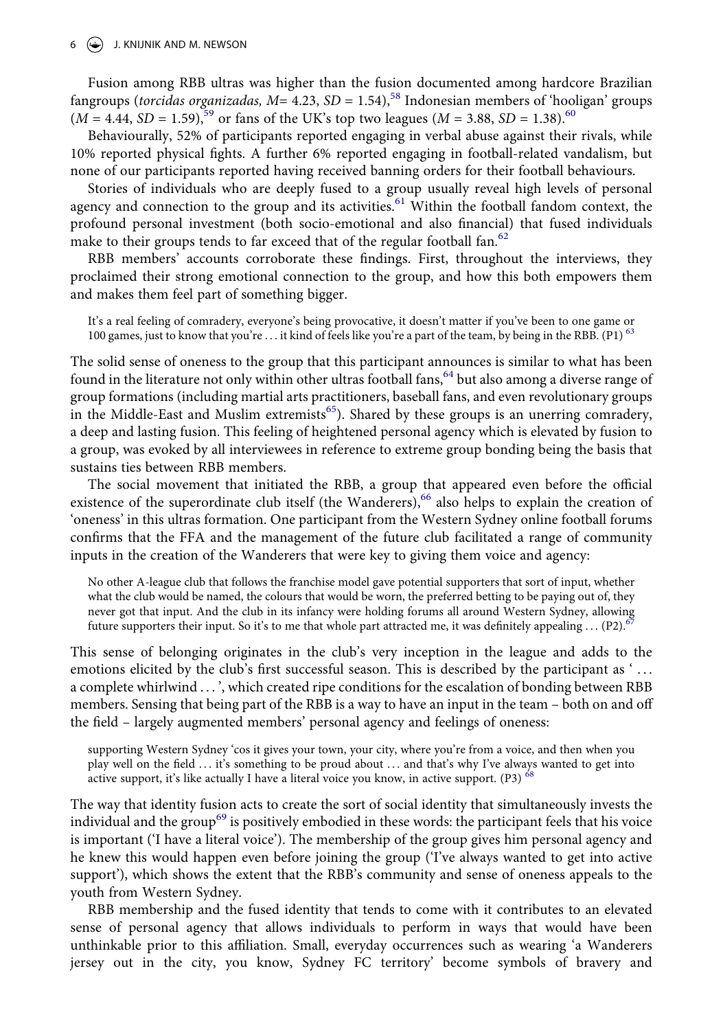Fusion among RBB ultras was higher than the fusion documented among hardcore Brazilian fangroups (*torcidas organizadas,* $M = 4.23$, $SD = 1.54$),[58] Indonesian members of 'hooligan' groups ($M = 4.44$, $SD = 1.59$),[59] or fans of the UK's top two leagues ($M = 3.88$, $SD = 1.38$).[60]

Behaviourally, 52% of participants reported engaging in verbal abuse against their rivals, while 10% reported physical fights. A further 6% reported engaging in football-related vandalism, but none of our participants reported having received banning orders for their football behaviours.

Stories of individuals who are deeply fused to a group usually reveal high levels of personal agency and connection to the group and its activities.[61] Within the football fandom context, the profound personal investment (both socio-emotional and also financial) that fused individuals make to their groups tends to far exceed that of the regular football fan.[62]

RBB members' accounts corroborate these findings. First, throughout the interviews, they proclaimed their strong emotional connection to the group, and how this both empowers them and makes them feel part of something bigger.

> It's a real feeling of comradery, everyone's being provocative, it doesn't matter if you've been to one game or 100 games, just to know that you're … it kind of feels like you're a part of the team, by being in the RBB. (P1) [63]

The solid sense of oneness to the group that this participant announces is similar to what has been found in the literature not only within other ultras football fans,[64] but also among a diverse range of group formations (including martial arts practitioners, baseball fans, and even revolutionary groups in the Middle-East and Muslim extremists[65]). Shared by these groups is an unerring comradery, a deep and lasting fusion. This feeling of heightened personal agency which is elevated by fusion to a group, was evoked by all interviewees in reference to extreme group bonding being the basis that sustains ties between RBB members.

The social movement that initiated the RBB, a group that appeared even before the official existence of the superordinate club itself (the Wanderers),[66] also helps to explain the creation of 'oneness' in this ultras formation. One participant from the Western Sydney online football forums confirms that the FFA and the management of the future club facilitated a range of community inputs in the creation of the Wanderers that were key to giving them voice and agency:

> No other A-league club that follows the franchise model gave potential supporters that sort of input, whether what the club would be named, the colours that would be worn, the preferred betting to be paying out of, they never got that input. And the club in its infancy were holding forums all around Western Sydney, allowing future supporters their input. So it's to me that whole part attracted me, it was definitely appealing … (P2).[67]

This sense of belonging originates in the club's very inception in the league and adds to the emotions elicited by the club's first successful season. This is described by the participant as ' … a complete whirlwind … ', which created ripe conditions for the escalation of bonding between RBB members. Sensing that being part of the RBB is a way to have an input in the team – both on and off the field – largely augmented members' personal agency and feelings of oneness:

> supporting Western Sydney 'cos it gives your town, your city, where you're from a voice, and then when you play well on the field … it's something to be proud about … and that's why I've always wanted to get into active support, it's like actually I have a literal voice you know, in active support. (P3) [68]

The way that identity fusion acts to create the sort of social identity that simultaneously invests the individual and the group[69] is positively embodied in these words: the participant feels that his voice is important ('I have a literal voice'). The membership of the group gives him personal agency and he knew this would happen even before joining the group ('I've always wanted to get into active support'), which shows the extent that the RBB's community and sense of oneness appeals to the youth from Western Sydney.

RBB membership and the fused identity that tends to come with it contributes to an elevated sense of personal agency that allows individuals to perform in ways that would have been unthinkable prior to this affiliation. Small, everyday occurrences such as wearing 'a Wanderers jersey out in the city, you know, Sydney FC territory' become symbols of bravery and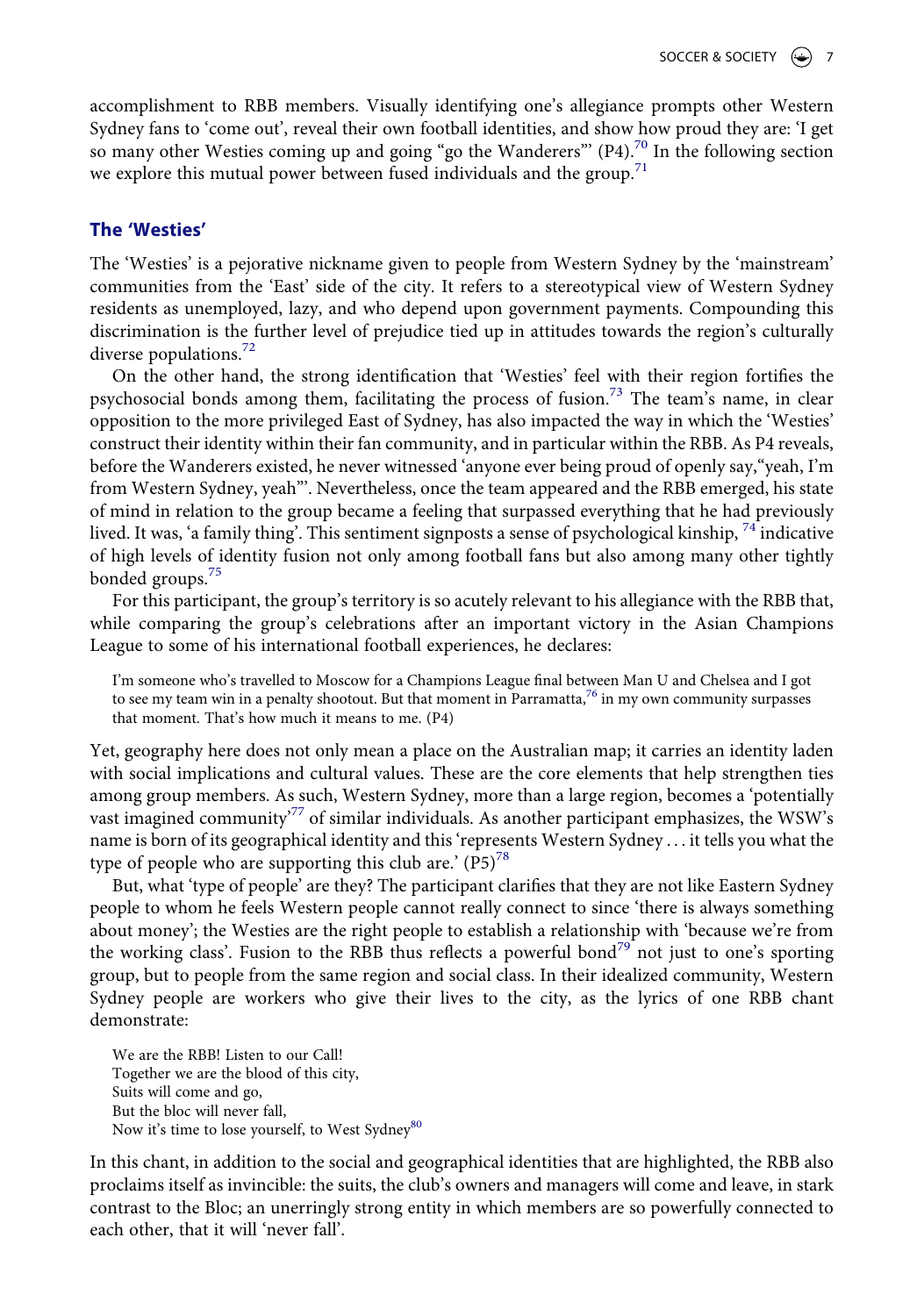accomplishment to RBB members. Visually identifying one's allegiance prompts other Western Sydney fans to 'come out', reveal their own football identities, and show how proud they are: 'I get so many other Westies coming up and going "go the Wanderers"' (P4).[70] In the following section we explore this mutual power between fused individuals and the group.[71]

## The 'Westies'

The 'Westies' is a pejorative nickname given to people from Western Sydney by the 'mainstream' communities from the 'East' side of the city. It refers to a stereotypical view of Western Sydney residents as unemployed, lazy, and who depend upon government payments. Compounding this discrimination is the further level of prejudice tied up in attitudes towards the region's culturally diverse populations.[72]

On the other hand, the strong identification that 'Westies' feel with their region fortifies the psychosocial bonds among them, facilitating the process of fusion.[73] The team's name, in clear opposition to the more privileged East of Sydney, has also impacted the way in which the 'Westies' construct their identity within their fan community, and in particular within the RBB. As P4 reveals, before the Wanderers existed, he never witnessed 'anyone ever being proud of openly say,"yeah, I'm from Western Sydney, yeah"'. Nevertheless, once the team appeared and the RBB emerged, his state of mind in relation to the group became a feeling that surpassed everything that he had previously lived. It was, 'a family thing'. This sentiment signposts a sense of psychological kinship, [74] indicative of high levels of identity fusion not only among football fans but also among many other tightly bonded groups.[75]

For this participant, the group's territory is so acutely relevant to his allegiance with the RBB that, while comparing the group's celebrations after an important victory in the Asian Champions League to some of his international football experiences, he declares:

> I'm someone who's travelled to Moscow for a Champions League final between Man U and Chelsea and I got to see my team win in a penalty shootout. But that moment in Parramatta,[76] in my own community surpasses that moment. That's how much it means to me. (P4)

Yet, geography here does not only mean a place on the Australian map; it carries an identity laden with social implications and cultural values. These are the core elements that help strengthen ties among group members. As such, Western Sydney, more than a large region, becomes a 'potentially vast imagined community'[77] of similar individuals. As another participant emphasizes, the WSW's name is born of its geographical identity and this 'represents Western Sydney … it tells you what the type of people who are supporting this club are.' (P5)[78]

But, what 'type of people' are they? The participant clarifies that they are not like Eastern Sydney people to whom he feels Western people cannot really connect to since 'there is always something about money'; the Westies are the right people to establish a relationship with 'because we're from the working class'. Fusion to the RBB thus reflects a powerful bond[79] not just to one's sporting group, but to people from the same region and social class. In their idealized community, Western Sydney people are workers who give their lives to the city, as the lyrics of one RBB chant demonstrate:

> We are the RBB! Listen to our Call!
> Together we are the blood of this city,
> Suits will come and go,
> But the bloc will never fall,
> Now it's time to lose yourself, to West Sydney[80]

In this chant, in addition to the social and geographical identities that are highlighted, the RBB also proclaims itself as invincible: the suits, the club's owners and managers will come and leave, in stark contrast to the Bloc; an unerringly strong entity in which members are so powerfully connected to each other, that it will 'never fall'.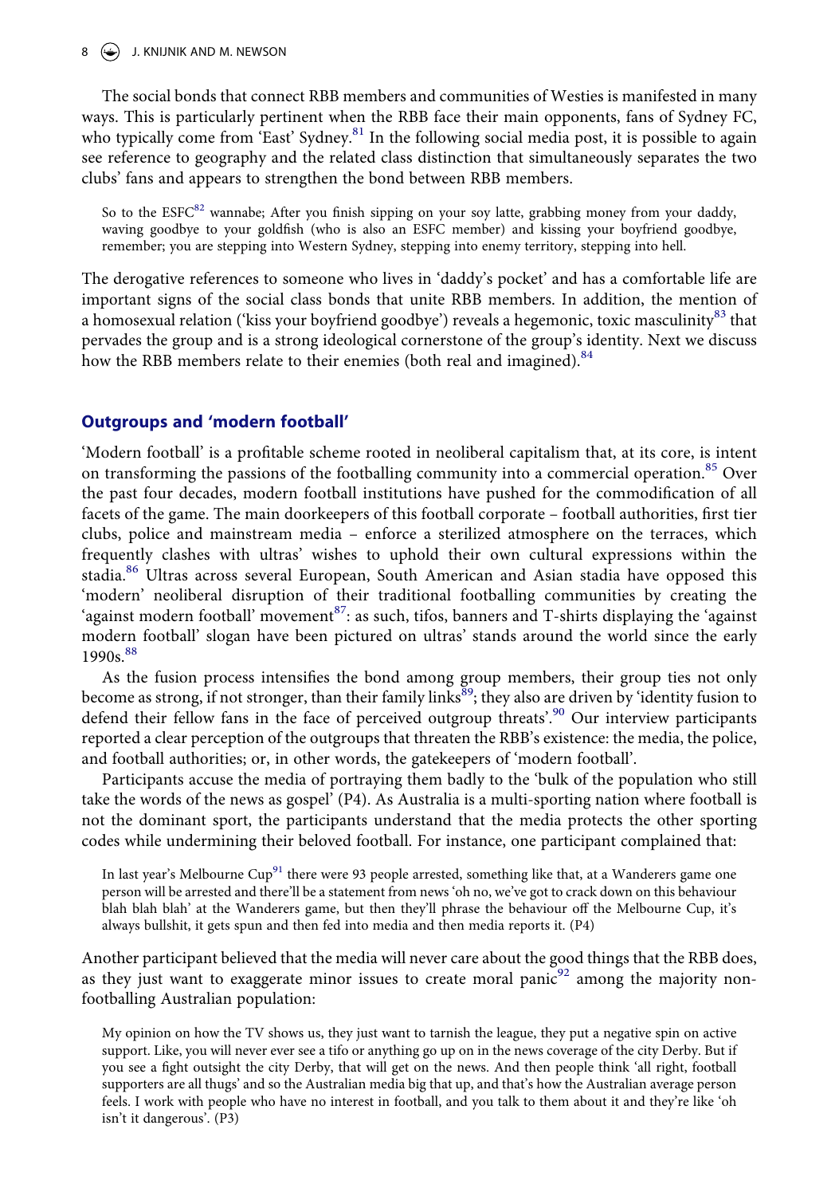The social bonds that connect RBB members and communities of Westies is manifested in many ways. This is particularly pertinent when the RBB face their main opponents, fans of Sydney FC, who typically come from 'East' Sydney.[81] In the following social media post, it is possible to again see reference to geography and the related class distinction that simultaneously separates the two clubs' fans and appears to strengthen the bond between RBB members.

> So to the ESFC[82] wannabe; After you finish sipping on your soy latte, grabbing money from your daddy, waving goodbye to your goldfish (who is also an ESFC member) and kissing your boyfriend goodbye, remember; you are stepping into Western Sydney, stepping into enemy territory, stepping into hell.

The derogative references to someone who lives in 'daddy's pocket' and has a comfortable life are important signs of the social class bonds that unite RBB members. In addition, the mention of a homosexual relation ('kiss your boyfriend goodbye') reveals a hegemonic, toxic masculinity[83] that pervades the group and is a strong ideological cornerstone of the group's identity. Next we discuss how the RBB members relate to their enemies (both real and imagined).[84]

## Outgroups and 'modern football'

'Modern football' is a profitable scheme rooted in neoliberal capitalism that, at its core, is intent on transforming the passions of the footballing community into a commercial operation.[85] Over the past four decades, modern football institutions have pushed for the commodification of all facets of the game. The main doorkeepers of this football corporate – football authorities, first tier clubs, police and mainstream media – enforce a sterilized atmosphere on the terraces, which frequently clashes with ultras' wishes to uphold their own cultural expressions within the stadia.[86] Ultras across several European, South American and Asian stadia have opposed this 'modern' neoliberal disruption of their traditional footballing communities by creating the 'against modern football' movement[87]: as such, tifos, banners and T-shirts displaying the 'against modern football' slogan have been pictured on ultras' stands around the world since the early 1990s.[88]

As the fusion process intensifies the bond among group members, their group ties not only become as strong, if not stronger, than their family links[89]; they also are driven by 'identity fusion to defend their fellow fans in the face of perceived outgroup threats'.[90] Our interview participants reported a clear perception of the outgroups that threaten the RBB's existence: the media, the police, and football authorities; or, in other words, the gatekeepers of 'modern football'.

Participants accuse the media of portraying them badly to the 'bulk of the population who still take the words of the news as gospel' (P4). As Australia is a multi-sporting nation where football is not the dominant sport, the participants understand that the media protects the other sporting codes while undermining their beloved football. For instance, one participant complained that:

> In last year's Melbourne Cup[91] there were 93 people arrested, something like that, at a Wanderers game one person will be arrested and there'll be a statement from news 'oh no, we've got to crack down on this behaviour blah blah blah' at the Wanderers game, but then they'll phrase the behaviour off the Melbourne Cup, it's always bullshit, it gets spun and then fed into media and then media reports it. (P4)

Another participant believed that the media will never care about the good things that the RBB does, as they just want to exaggerate minor issues to create moral panic[92] among the majority non-footballing Australian population:

> My opinion on how the TV shows us, they just want to tarnish the league, they put a negative spin on active support. Like, you will never ever see a tifo or anything go up on in the news coverage of the city Derby. But if you see a fight outsight the city Derby, that will get on the news. And then people think 'all right, football supporters are all thugs' and so the Australian media big that up, and that's how the Australian average person feels. I work with people who have no interest in football, and you talk to them about it and they're like 'oh isn't it dangerous'. (P3)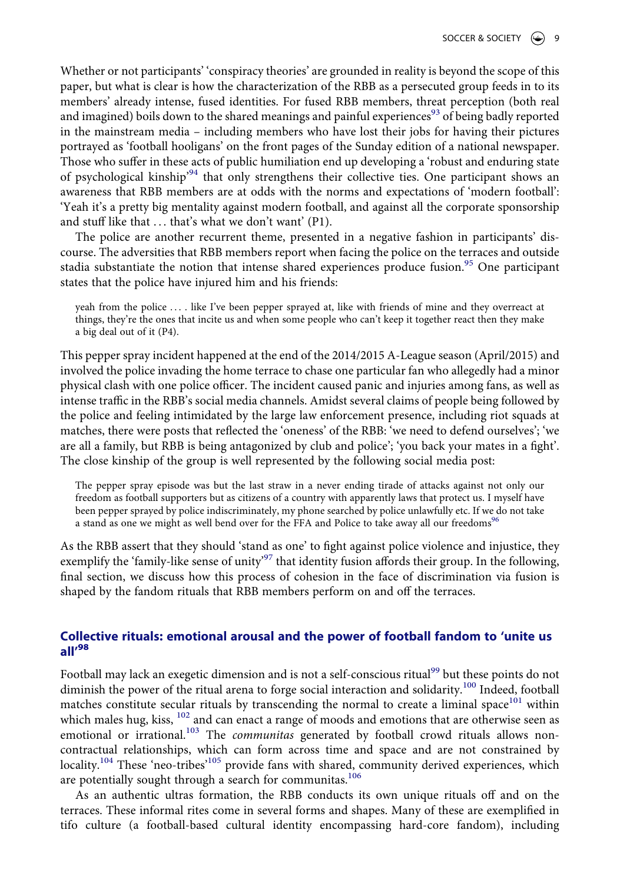Whether or not participants' 'conspiracy theories' are grounded in reality is beyond the scope of this paper, but what is clear is how the characterization of the RBB as a persecuted group feeds in to its members' already intense, fused identities. For fused RBB members, threat perception (both real and imagined) boils down to the shared meanings and painful experiences[93] of being badly reported in the mainstream media – including members who have lost their jobs for having their pictures portrayed as 'football hooligans' on the front pages of the Sunday edition of a national newspaper. Those who suffer in these acts of public humiliation end up developing a 'robust and enduring state of psychological kinship'[94] that only strengthens their collective ties. One participant shows an awareness that RBB members are at odds with the norms and expectations of 'modern football': 'Yeah it's a pretty big mentality against modern football, and against all the corporate sponsorship and stuff like that … that's what we don't want' (P1).

The police are another recurrent theme, presented in a negative fashion in participants' discourse. The adversities that RBB members report when facing the police on the terraces and outside stadia substantiate the notion that intense shared experiences produce fusion.[95] One participant states that the police have injured him and his friends:

> yeah from the police … . like I've been pepper sprayed at, like with friends of mine and they overreact at things, they're the ones that incite us and when some people who can't keep it together react then they make a big deal out of it (P4).

This pepper spray incident happened at the end of the 2014/2015 A-League season (April/2015) and involved the police invading the home terrace to chase one particular fan who allegedly had a minor physical clash with one police officer. The incident caused panic and injuries among fans, as well as intense traffic in the RBB's social media channels. Amidst several claims of people being followed by the police and feeling intimidated by the large law enforcement presence, including riot squads at matches, there were posts that reflected the 'oneness' of the RBB: 'we need to defend ourselves'; 'we are all a family, but RBB is being antagonized by club and police'; 'you back your mates in a fight'. The close kinship of the group is well represented by the following social media post:

> The pepper spray episode was but the last straw in a never ending tirade of attacks against not only our freedom as football supporters but as citizens of a country with apparently laws that protect us. I myself have been pepper sprayed by police indiscriminately, my phone searched by police unlawfully etc. If we do not take a stand as one we might as well bend over for the FFA and Police to take away all our freedoms[96]

As the RBB assert that they should 'stand as one' to fight against police violence and injustice, they exemplify the 'family-like sense of unity'[97] that identity fusion affords their group. In the following, final section, we discuss how this process of cohesion in the face of discrimination via fusion is shaped by the fandom rituals that RBB members perform on and off the terraces.

## Collective rituals: emotional arousal and the power of football fandom to 'unite us all'[98]

Football may lack an exegetic dimension and is not a self-conscious ritual[99] but these points do not diminish the power of the ritual arena to forge social interaction and solidarity.[100] Indeed, football matches constitute secular rituals by transcending the normal to create a liminal space[101] within which males hug, kiss, [102] and can enact a range of moods and emotions that are otherwise seen as emotional or irrational.[103] The *communitas* generated by football crowd rituals allows non-contractual relationships, which can form across time and space and are not constrained by locality.[104] These 'neo-tribes'[105] provide fans with shared, community derived experiences, which are potentially sought through a search for communitas.[106]

As an authentic ultras formation, the RBB conducts its own unique rituals off and on the terraces. These informal rites come in several forms and shapes. Many of these are exemplified in tifo culture (a football-based cultural identity encompassing hard-core fandom), including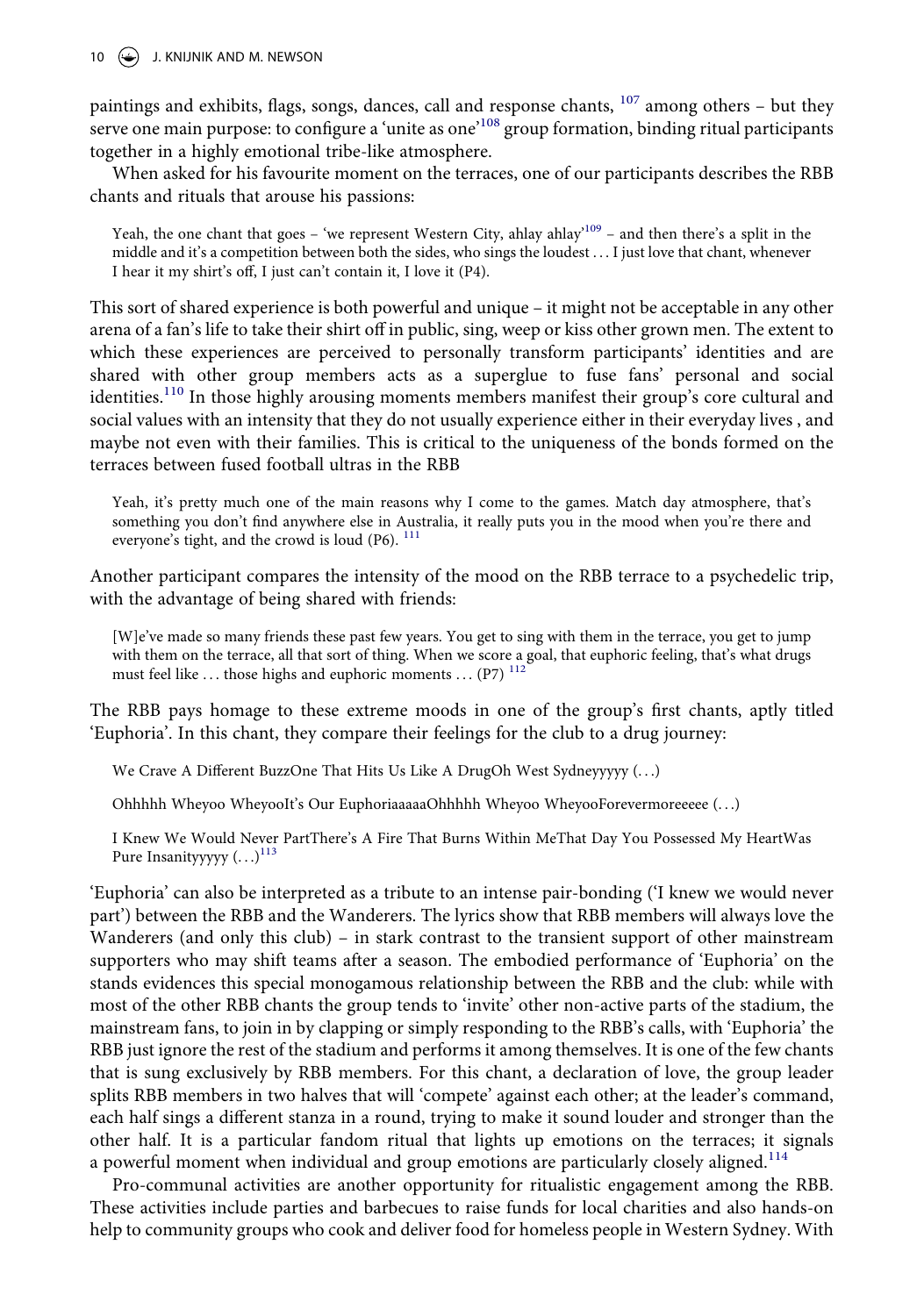paintings and exhibits, flags, songs, dances, call and response chants, [107] among others – but they serve one main purpose: to configure a 'unite as one'[108] group formation, binding ritual participants together in a highly emotional tribe-like atmosphere.

When asked for his favourite moment on the terraces, one of our participants describes the RBB chants and rituals that arouse his passions:

> Yeah, the one chant that goes – 'we represent Western City, ahlay ahlay'[109] – and then there's a split in the middle and it's a competition between both the sides, who sings the loudest … I just love that chant, whenever I hear it my shirt's off, I just can't contain it, I love it (P4).

This sort of shared experience is both powerful and unique – it might not be acceptable in any other arena of a fan's life to take their shirt off in public, sing, weep or kiss other grown men. The extent to which these experiences are perceived to personally transform participants' identities and are shared with other group members acts as a superglue to fuse fans' personal and social identities.[110] In those highly arousing moments members manifest their group's core cultural and social values with an intensity that they do not usually experience either in their everyday lives , and maybe not even with their families. This is critical to the uniqueness of the bonds formed on the terraces between fused football ultras in the RBB

> Yeah, it's pretty much one of the main reasons why I come to the games. Match day atmosphere, that's something you don't find anywhere else in Australia, it really puts you in the mood when you're there and everyone's tight, and the crowd is loud (P6). [111]

Another participant compares the intensity of the mood on the RBB terrace to a psychedelic trip, with the advantage of being shared with friends:

> [W]e've made so many friends these past few years. You get to sing with them in the terrace, you get to jump with them on the terrace, all that sort of thing. When we score a goal, that euphoric feeling, that's what drugs must feel like … those highs and euphoric moments … (P7) [112]

The RBB pays homage to these extreme moods in one of the group's first chants, aptly titled 'Euphoria'. In this chant, they compare their feelings for the club to a drug journey:

> We Crave A Different BuzzOne That Hits Us Like A DrugOh West Sydneyyyyy (…)
>
> Ohhhhh Wheyoo WheyooIt's Our EuphoriaaaaaOhhhhh Wheyoo WheyooForevermoreeeee (…)
>
> I Knew We Would Never PartThere's A Fire That Burns Within MeThat Day You Possessed My HeartWas Pure Insanityyyyy (…)[113]

'Euphoria' can also be interpreted as a tribute to an intense pair-bonding ('I knew we would never part') between the RBB and the Wanderers. The lyrics show that RBB members will always love the Wanderers (and only this club) – in stark contrast to the transient support of other mainstream supporters who may shift teams after a season. The embodied performance of 'Euphoria' on the stands evidences this special monogamous relationship between the RBB and the club: while with most of the other RBB chants the group tends to 'invite' other non-active parts of the stadium, the mainstream fans, to join in by clapping or simply responding to the RBB's calls, with 'Euphoria' the RBB just ignore the rest of the stadium and performs it among themselves. It is one of the few chants that is sung exclusively by RBB members. For this chant, a declaration of love, the group leader splits RBB members in two halves that will 'compete' against each other; at the leader's command, each half sings a different stanza in a round, trying to make it sound louder and stronger than the other half. It is a particular fandom ritual that lights up emotions on the terraces; it signals a powerful moment when individual and group emotions are particularly closely aligned.[114]

Pro-communal activities are another opportunity for ritualistic engagement among the RBB. These activities include parties and barbecues to raise funds for local charities and also hands-on help to community groups who cook and deliver food for homeless people in Western Sydney. With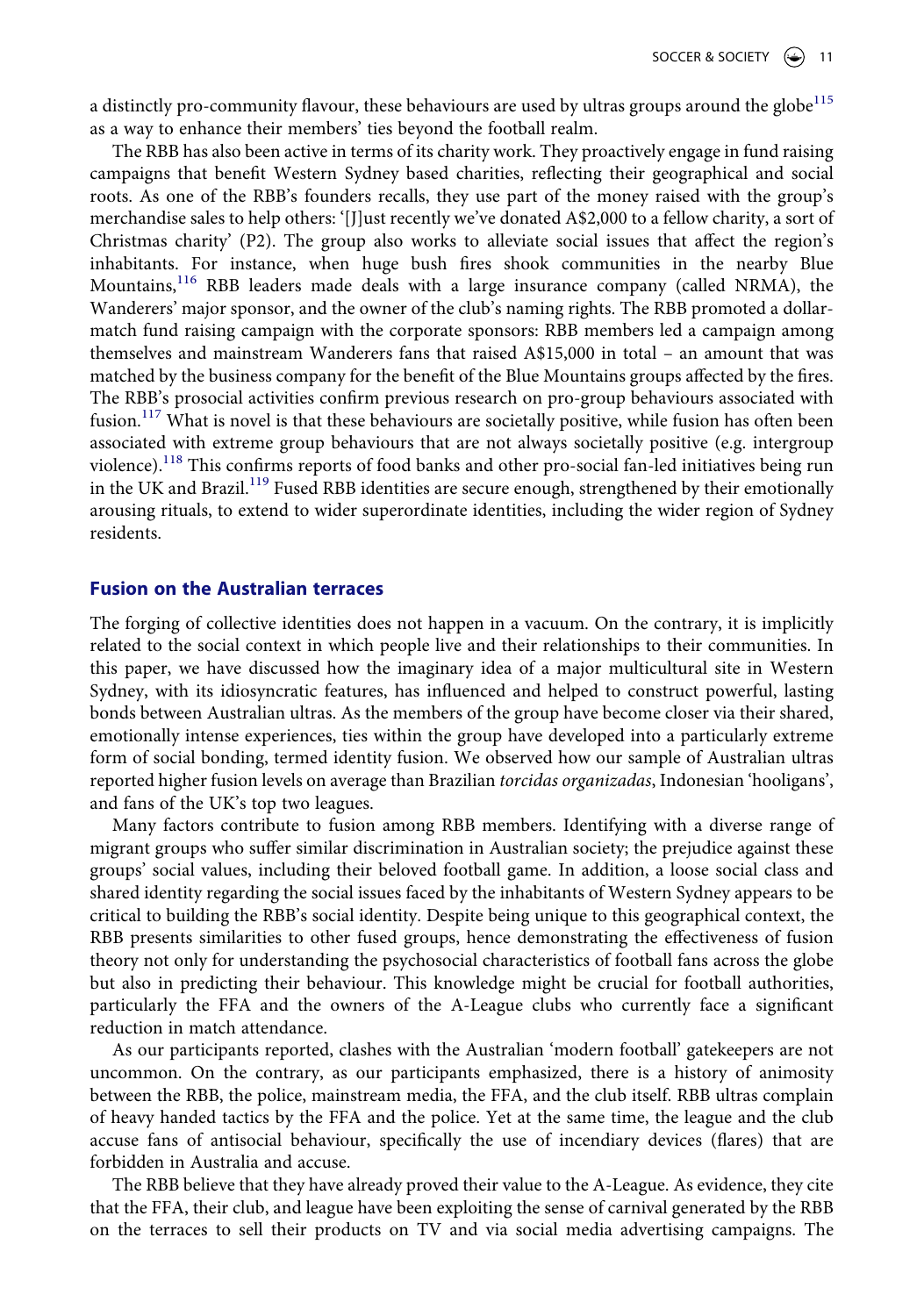a distinctly pro-community flavour, these behaviours are used by ultras groups around the globe[115] as a way to enhance their members' ties beyond the football realm.

The RBB has also been active in terms of its charity work. They proactively engage in fund raising campaigns that benefit Western Sydney based charities, reflecting their geographical and social roots. As one of the RBB's founders recalls, they use part of the money raised with the group's merchandise sales to help others: '[J]ust recently we've donated A$2,000 to a fellow charity, a sort of Christmas charity' (P2). The group also works to alleviate social issues that affect the region's inhabitants. For instance, when huge bush fires shook communities in the nearby Blue Mountains,[116] RBB leaders made deals with a large insurance company (called NRMA), the Wanderers' major sponsor, and the owner of the club's naming rights. The RBB promoted a dollar-match fund raising campaign with the corporate sponsors: RBB members led a campaign among themselves and mainstream Wanderers fans that raised A$15,000 in total – an amount that was matched by the business company for the benefit of the Blue Mountains groups affected by the fires. The RBB's prosocial activities confirm previous research on pro-group behaviours associated with fusion.[117] What is novel is that these behaviours are societally positive, while fusion has often been associated with extreme group behaviours that are not always societally positive (e.g. intergroup violence).[118] This confirms reports of food banks and other pro-social fan-led initiatives being run in the UK and Brazil.[119] Fused RBB identities are secure enough, strengthened by their emotionally arousing rituals, to extend to wider superordinate identities, including the wider region of Sydney residents.

## Fusion on the Australian terraces

The forging of collective identities does not happen in a vacuum. On the contrary, it is implicitly related to the social context in which people live and their relationships to their communities. In this paper, we have discussed how the imaginary idea of a major multicultural site in Western Sydney, with its idiosyncratic features, has influenced and helped to construct powerful, lasting bonds between Australian ultras. As the members of the group have become closer via their shared, emotionally intense experiences, ties within the group have developed into a particularly extreme form of social bonding, termed identity fusion. We observed how our sample of Australian ultras reported higher fusion levels on average than Brazilian *torcidas organizadas*, Indonesian 'hooligans', and fans of the UK's top two leagues.

Many factors contribute to fusion among RBB members. Identifying with a diverse range of migrant groups who suffer similar discrimination in Australian society; the prejudice against these groups' social values, including their beloved football game. In addition, a loose social class and shared identity regarding the social issues faced by the inhabitants of Western Sydney appears to be critical to building the RBB's social identity. Despite being unique to this geographical context, the RBB presents similarities to other fused groups, hence demonstrating the effectiveness of fusion theory not only for understanding the psychosocial characteristics of football fans across the globe but also in predicting their behaviour. This knowledge might be crucial for football authorities, particularly the FFA and the owners of the A-League clubs who currently face a significant reduction in match attendance.

As our participants reported, clashes with the Australian 'modern football' gatekeepers are not uncommon. On the contrary, as our participants emphasized, there is a history of animosity between the RBB, the police, mainstream media, the FFA, and the club itself. RBB ultras complain of heavy handed tactics by the FFA and the police. Yet at the same time, the league and the club accuse fans of antisocial behaviour, specifically the use of incendiary devices (flares) that are forbidden in Australia and accuse.

The RBB believe that they have already proved their value to the A-League. As evidence, they cite that the FFA, their club, and league have been exploiting the sense of carnival generated by the RBB on the terraces to sell their products on TV and via social media advertising campaigns. The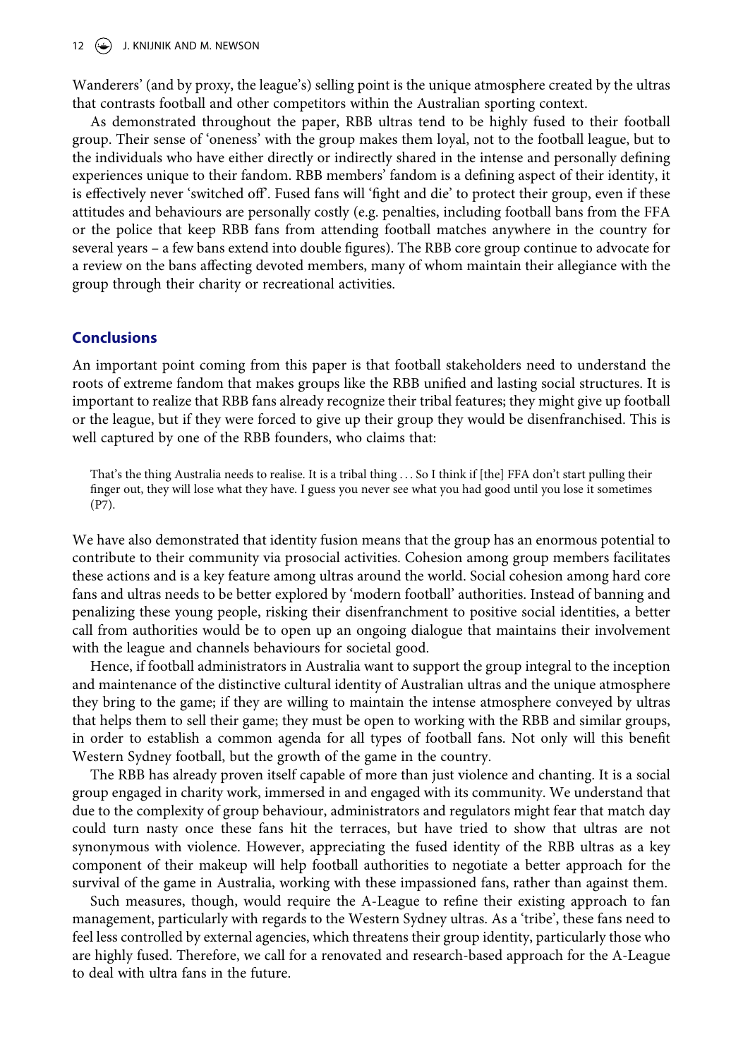Wanderers' (and by proxy, the league's) selling point is the unique atmosphere created by the ultras that contrasts football and other competitors within the Australian sporting context.

As demonstrated throughout the paper, RBB ultras tend to be highly fused to their football group. Their sense of 'oneness' with the group makes them loyal, not to the football league, but to the individuals who have either directly or indirectly shared in the intense and personally defining experiences unique to their fandom. RBB members' fandom is a defining aspect of their identity, it is effectively never 'switched off'. Fused fans will 'fight and die' to protect their group, even if these attitudes and behaviours are personally costly (e.g. penalties, including football bans from the FFA or the police that keep RBB fans from attending football matches anywhere in the country for several years – a few bans extend into double figures). The RBB core group continue to advocate for a review on the bans affecting devoted members, many of whom maintain their allegiance with the group through their charity or recreational activities.

## Conclusions

An important point coming from this paper is that football stakeholders need to understand the roots of extreme fandom that makes groups like the RBB unified and lasting social structures. It is important to realize that RBB fans already recognize their tribal features; they might give up football or the league, but if they were forced to give up their group they would be disenfranchised. This is well captured by one of the RBB founders, who claims that:

> That's the thing Australia needs to realise. It is a tribal thing . . . So I think if [the] FFA don't start pulling their finger out, they will lose what they have. I guess you never see what you had good until you lose it sometimes (P7).

We have also demonstrated that identity fusion means that the group has an enormous potential to contribute to their community via prosocial activities. Cohesion among group members facilitates these actions and is a key feature among ultras around the world. Social cohesion among hard core fans and ultras needs to be better explored by 'modern football' authorities. Instead of banning and penalizing these young people, risking their disenfranchment to positive social identities, a better call from authorities would be to open up an ongoing dialogue that maintains their involvement with the league and channels behaviours for societal good.

Hence, if football administrators in Australia want to support the group integral to the inception and maintenance of the distinctive cultural identity of Australian ultras and the unique atmosphere they bring to the game; if they are willing to maintain the intense atmosphere conveyed by ultras that helps them to sell their game; they must be open to working with the RBB and similar groups, in order to establish a common agenda for all types of football fans. Not only will this benefit Western Sydney football, but the growth of the game in the country.

The RBB has already proven itself capable of more than just violence and chanting. It is a social group engaged in charity work, immersed in and engaged with its community. We understand that due to the complexity of group behaviour, administrators and regulators might fear that match day could turn nasty once these fans hit the terraces, but have tried to show that ultras are not synonymous with violence. However, appreciating the fused identity of the RBB ultras as a key component of their makeup will help football authorities to negotiate a better approach for the survival of the game in Australia, working with these impassioned fans, rather than against them.

Such measures, though, would require the A-League to refine their existing approach to fan management, particularly with regards to the Western Sydney ultras. As a 'tribe', these fans need to feel less controlled by external agencies, which threatens their group identity, particularly those who are highly fused. Therefore, we call for a renovated and research-based approach for the A-League to deal with ultra fans in the future.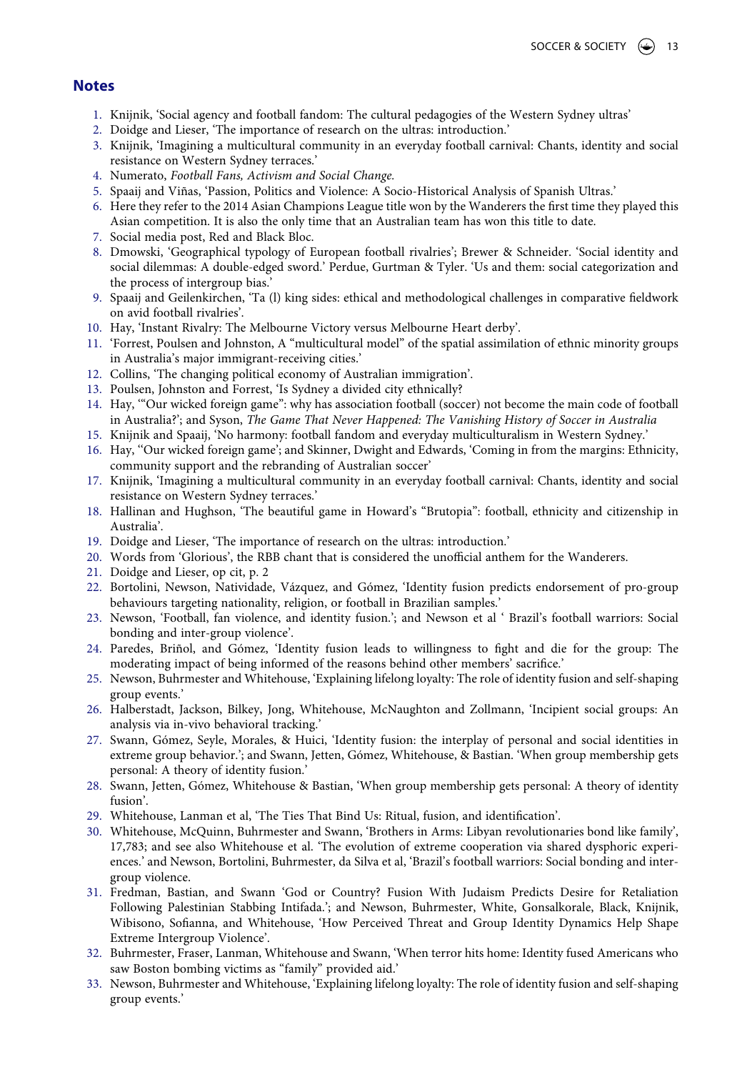## Notes

1. Knijnik, 'Social agency and football fandom: The cultural pedagogies of the Western Sydney ultras'
2. Doidge and Lieser, 'The importance of research on the ultras: introduction.'
3. Knijnik, 'Imagining a multicultural community in an everyday football carnival: Chants, identity and social resistance on Western Sydney terraces.'
4. Numerato, *Football Fans, Activism and Social Change.*
5. Spaaij and Viñas, 'Passion, Politics and Violence: A Socio-Historical Analysis of Spanish Ultras.'
6. Here they refer to the 2014 Asian Champions League title won by the Wanderers the first time they played this Asian competition. It is also the only time that an Australian team has won this title to date.
7. Social media post, Red and Black Bloc.
8. Dmowski, 'Geographical typology of European football rivalries'; Brewer & Schneider. 'Social identity and social dilemmas: A double-edged sword.' Perdue, Gurtman & Tyler. 'Us and them: social categorization and the process of intergroup bias.'
9. Spaaij and Geilenkirchen, 'Ta (l) king sides: ethical and methodological challenges in comparative fieldwork on avid football rivalries'.
10. Hay, 'Instant Rivalry: The Melbourne Victory versus Melbourne Heart derby'.
11. 'Forrest, Poulsen and Johnston, A "multicultural model" of the spatial assimilation of ethnic minority groups in Australia's major immigrant-receiving cities.'
12. Collins, 'The changing political economy of Australian immigration'.
13. Poulsen, Johnston and Forrest, 'Is Sydney a divided city ethnically?
14. Hay, '"Our wicked foreign game": why has association football (soccer) not become the main code of football in Australia?'; and Syson, *The Game That Never Happened: The Vanishing History of Soccer in Australia*
15. Knijnik and Spaaij, 'No harmony: football fandom and everyday multiculturalism in Western Sydney.'
16. Hay, "Our wicked foreign game'; and Skinner, Dwight and Edwards, 'Coming in from the margins: Ethnicity, community support and the rebranding of Australian soccer'
17. Knijnik, 'Imagining a multicultural community in an everyday football carnival: Chants, identity and social resistance on Western Sydney terraces.'
18. Hallinan and Hughson, 'The beautiful game in Howard's "Brutopia": football, ethnicity and citizenship in Australia'.
19. Doidge and Lieser, 'The importance of research on the ultras: introduction.'
20. Words from 'Glorious', the RBB chant that is considered the unofficial anthem for the Wanderers.
21. Doidge and Lieser, op cit, p. 2
22. Bortolini, Newson, Natividade, Vázquez, and Gómez, 'Identity fusion predicts endorsement of pro-group behaviours targeting nationality, religion, or football in Brazilian samples.'
23. Newson, 'Football, fan violence, and identity fusion.'; and Newson et al ' Brazil's football warriors: Social bonding and inter-group violence'.
24. Paredes, Briñol, and Gómez, 'Identity fusion leads to willingness to fight and die for the group: The moderating impact of being informed of the reasons behind other members' sacrifice.'
25. Newson, Buhrmester and Whitehouse, 'Explaining lifelong loyalty: The role of identity fusion and self-shaping group events.'
26. Halberstadt, Jackson, Bilkey, Jong, Whitehouse, McNaughton and Zollmann, 'Incipient social groups: An analysis via in-vivo behavioral tracking.'
27. Swann, Gómez, Seyle, Morales, & Huici, 'Identity fusion: the interplay of personal and social identities in extreme group behavior.'; and Swann, Jetten, Gómez, Whitehouse, & Bastian. 'When group membership gets personal: A theory of identity fusion.'
28. Swann, Jetten, Gómez, Whitehouse & Bastian, 'When group membership gets personal: A theory of identity fusion'.
29. Whitehouse, Lanman et al, 'The Ties That Bind Us: Ritual, fusion, and identification'.
30. Whitehouse, McQuinn, Buhrmester and Swann, 'Brothers in Arms: Libyan revolutionaries bond like family', 17,783; and see also Whitehouse et al. 'The evolution of extreme cooperation via shared dysphoric experiences.' and Newson, Bortolini, Buhrmester, da Silva et al, 'Brazil's football warriors: Social bonding and inter-group violence.
31. Fredman, Bastian, and Swann 'God or Country? Fusion With Judaism Predicts Desire for Retaliation Following Palestinian Stabbing Intifada.'; and Newson, Buhrmester, White, Gonsalkorale, Black, Knijnik, Wibisono, Sofianna, and Whitehouse, 'How Perceived Threat and Group Identity Dynamics Help Shape Extreme Intergroup Violence'.
32. Buhrmester, Fraser, Lanman, Whitehouse and Swann, 'When terror hits home: Identity fused Americans who saw Boston bombing victims as "family" provided aid.'
33. Newson, Buhrmester and Whitehouse, 'Explaining lifelong loyalty: The role of identity fusion and self-shaping group events.'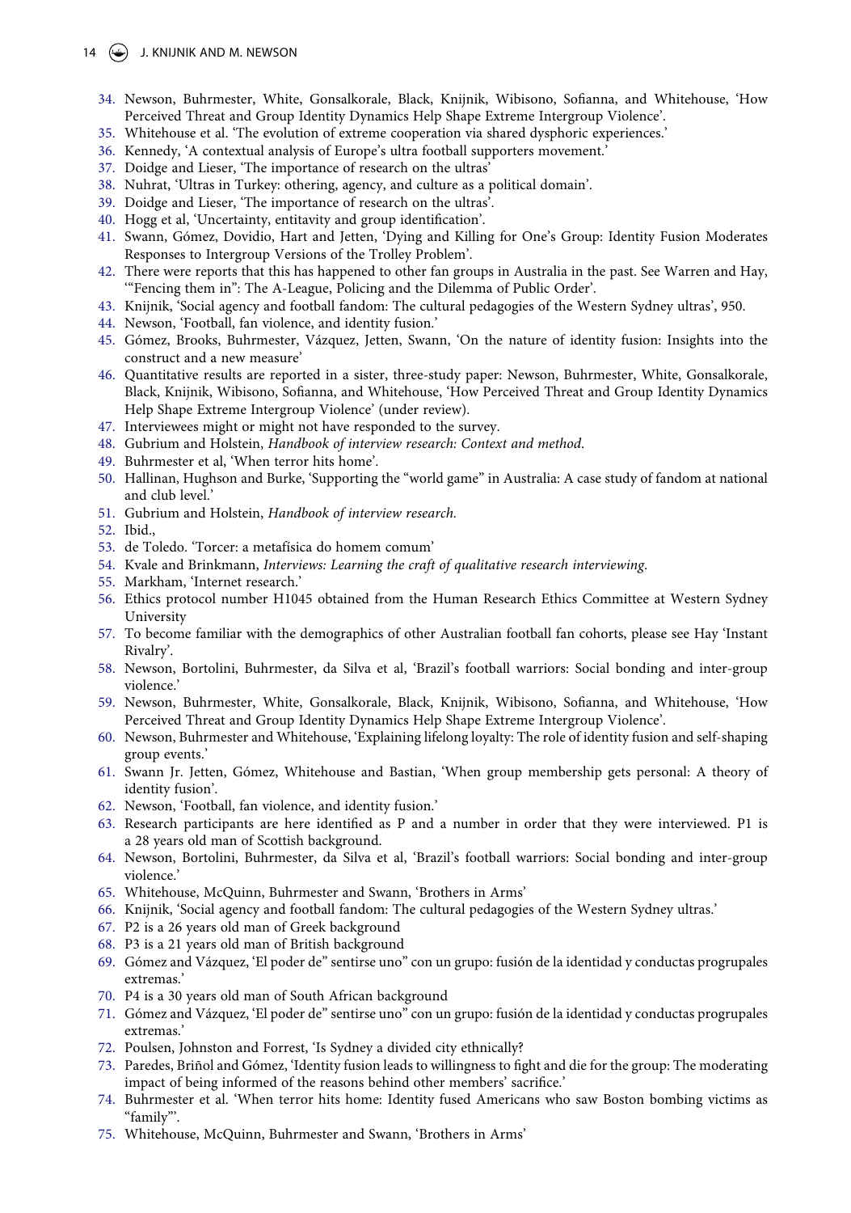34. Newson, Buhrmester, White, Gonsalkorale, Black, Knijnik, Wibisono, Sofianna, and Whitehouse, 'How Perceived Threat and Group Identity Dynamics Help Shape Extreme Intergroup Violence'.
35. Whitehouse et al. 'The evolution of extreme cooperation via shared dysphoric experiences.'
36. Kennedy, 'A contextual analysis of Europe's ultra football supporters movement.'
37. Doidge and Lieser, 'The importance of research on the ultras'
38. Nuhrat, 'Ultras in Turkey: othering, agency, and culture as a political domain'.
39. Doidge and Lieser, 'The importance of research on the ultras'.
40. Hogg et al, 'Uncertainty, entitavity and group identification'.
41. Swann, Gómez, Dovidio, Hart and Jetten, 'Dying and Killing for One's Group: Identity Fusion Moderates Responses to Intergroup Versions of the Trolley Problem'.
42. There were reports that this has happened to other fan groups in Australia in the past. See Warren and Hay, '"Fencing them in": The A-League, Policing and the Dilemma of Public Order'.
43. Knijnik, 'Social agency and football fandom: The cultural pedagogies of the Western Sydney ultras', 950.
44. Newson, 'Football, fan violence, and identity fusion.'
45. Gómez, Brooks, Buhrmester, Vázquez, Jetten, Swann, 'On the nature of identity fusion: Insights into the construct and a new measure'
46. Quantitative results are reported in a sister, three-study paper: Newson, Buhrmester, White, Gonsalkorale, Black, Knijnik, Wibisono, Sofianna, and Whitehouse, 'How Perceived Threat and Group Identity Dynamics Help Shape Extreme Intergroup Violence' (under review).
47. Interviewees might or might not have responded to the survey.
48. Gubrium and Holstein, *Handbook of interview research: Context and method*.
49. Buhrmester et al, 'When terror hits home'.
50. Hallinan, Hughson and Burke, 'Supporting the "world game" in Australia: A case study of fandom at national and club level.'
51. Gubrium and Holstein, *Handbook of interview research.*
52. Ibid.,
53. de Toledo. 'Torcer: a metafísica do homem comum'
54. Kvale and Brinkmann, *Interviews: Learning the craft of qualitative research interviewing*.
55. Markham, 'Internet research.'
56. Ethics protocol number H1045 obtained from the Human Research Ethics Committee at Western Sydney University
57. To become familiar with the demographics of other Australian football fan cohorts, please see Hay 'Instant Rivalry'.
58. Newson, Bortolini, Buhrmester, da Silva et al, 'Brazil's football warriors: Social bonding and inter-group violence.'
59. Newson, Buhrmester, White, Gonsalkorale, Black, Knijnik, Wibisono, Sofianna, and Whitehouse, 'How Perceived Threat and Group Identity Dynamics Help Shape Extreme Intergroup Violence'.
60. Newson, Buhrmester and Whitehouse, 'Explaining lifelong loyalty: The role of identity fusion and self-shaping group events.'
61. Swann Jr. Jetten, Gómez, Whitehouse and Bastian, 'When group membership gets personal: A theory of identity fusion'.
62. Newson, 'Football, fan violence, and identity fusion.'
63. Research participants are here identified as P and a number in order that they were interviewed. P1 is a 28 years old man of Scottish background.
64. Newson, Bortolini, Buhrmester, da Silva et al, 'Brazil's football warriors: Social bonding and inter-group violence.'
65. Whitehouse, McQuinn, Buhrmester and Swann, 'Brothers in Arms'
66. Knijnik, 'Social agency and football fandom: The cultural pedagogies of the Western Sydney ultras.'
67. P2 is a 26 years old man of Greek background
68. P3 is a 21 years old man of British background
69. Gómez and Vázquez, 'El poder de" sentirse uno" con un grupo: fusión de la identidad y conductas progrupales extremas.'
70. P4 is a 30 years old man of South African background
71. Gómez and Vázquez, 'El poder de" sentirse uno" con un grupo: fusión de la identidad y conductas progrupales extremas.'
72. Poulsen, Johnston and Forrest, 'Is Sydney a divided city ethnically?
73. Paredes, Briñol and Gómez, 'Identity fusion leads to willingness to fight and die for the group: The moderating impact of being informed of the reasons behind other members' sacrifice.'
74. Buhrmester et al. 'When terror hits home: Identity fused Americans who saw Boston bombing victims as "family"'.
75. Whitehouse, McQuinn, Buhrmester and Swann, 'Brothers in Arms'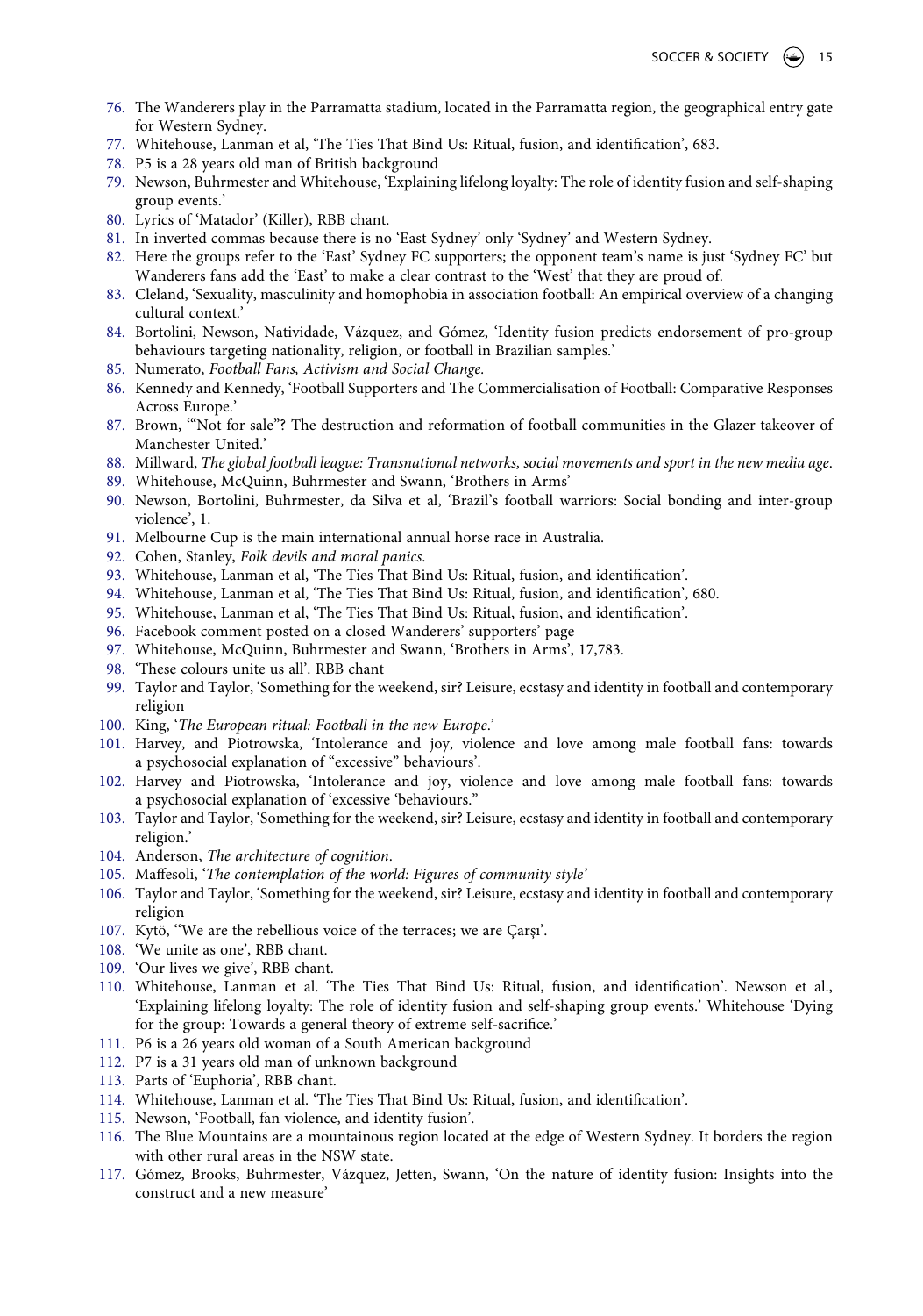76. The Wanderers play in the Parramatta stadium, located in the Parramatta region, the geographical entry gate for Western Sydney.
77. Whitehouse, Lanman et al, 'The Ties That Bind Us: Ritual, fusion, and identification', 683.
78. P5 is a 28 years old man of British background
79. Newson, Buhrmester and Whitehouse, 'Explaining lifelong loyalty: The role of identity fusion and self-shaping group events.'
80. Lyrics of 'Matador' (Killer), RBB chant.
81. In inverted commas because there is no 'East Sydney' only 'Sydney' and Western Sydney.
82. Here the groups refer to the 'East' Sydney FC supporters; the opponent team's name is just 'Sydney FC' but Wanderers fans add the 'East' to make a clear contrast to the 'West' that they are proud of.
83. Cleland, 'Sexuality, masculinity and homophobia in association football: An empirical overview of a changing cultural context.'
84. Bortolini, Newson, Natividade, Vázquez, and Gómez, 'Identity fusion predicts endorsement of pro-group behaviours targeting nationality, religion, or football in Brazilian samples.'
85. Numerato, *Football Fans, Activism and Social Change.*
86. Kennedy and Kennedy, 'Football Supporters and The Commercialisation of Football: Comparative Responses Across Europe.'
87. Brown, '"Not for sale"? The destruction and reformation of football communities in the Glazer takeover of Manchester United.'
88. Millward, *The global football league: Transnational networks, social movements and sport in the new media age.*
89. Whitehouse, McQuinn, Buhrmester and Swann, 'Brothers in Arms'
90. Newson, Bortolini, Buhrmester, da Silva et al, 'Brazil's football warriors: Social bonding and inter-group violence', 1.
91. Melbourne Cup is the main international annual horse race in Australia.
92. Cohen, Stanley, *Folk devils and moral panics.*
93. Whitehouse, Lanman et al, 'The Ties That Bind Us: Ritual, fusion, and identification'.
94. Whitehouse, Lanman et al, 'The Ties That Bind Us: Ritual, fusion, and identification', 680.
95. Whitehouse, Lanman et al, 'The Ties That Bind Us: Ritual, fusion, and identification'.
96. Facebook comment posted on a closed Wanderers' supporters' page
97. Whitehouse, McQuinn, Buhrmester and Swann, 'Brothers in Arms', 17,783.
98. 'These colours unite us all'. RBB chant
99. Taylor and Taylor, 'Something for the weekend, sir? Leisure, ecstasy and identity in football and contemporary religion
100. King, '*The European ritual: Football in the new Europe.*'
101. Harvey, and Piotrowska, 'Intolerance and joy, violence and love among male football fans: towards a psychosocial explanation of "excessive" behaviours'.
102. Harvey and Piotrowska, 'Intolerance and joy, violence and love among male football fans: towards a psychosocial explanation of 'excessive 'behaviours."
103. Taylor and Taylor, 'Something for the weekend, sir? Leisure, ecstasy and identity in football and contemporary religion.'
104. Anderson, *The architecture of cognition.*
105. Maffesoli, '*The contemplation of the world: Figures of community style'*
106. Taylor and Taylor, 'Something for the weekend, sir? Leisure, ecstasy and identity in football and contemporary religion
107. Kytö, ''We are the rebellious voice of the terraces; we are Çarşı'.
108. 'We unite as one', RBB chant.
109. 'Our lives we give', RBB chant.
110. Whitehouse, Lanman et al. 'The Ties That Bind Us: Ritual, fusion, and identification'. Newson et al., 'Explaining lifelong loyalty: The role of identity fusion and self-shaping group events.' Whitehouse 'Dying for the group: Towards a general theory of extreme self-sacrifice.'
111. P6 is a 26 years old woman of a South American background
112. P7 is a 31 years old man of unknown background
113. Parts of 'Euphoria', RBB chant.
114. Whitehouse, Lanman et al. 'The Ties That Bind Us: Ritual, fusion, and identification'.
115. Newson, 'Football, fan violence, and identity fusion'.
116. The Blue Mountains are a mountainous region located at the edge of Western Sydney. It borders the region with other rural areas in the NSW state.
117. Gómez, Brooks, Buhrmester, Vázquez, Jetten, Swann, 'On the nature of identity fusion: Insights into the construct and a new measure'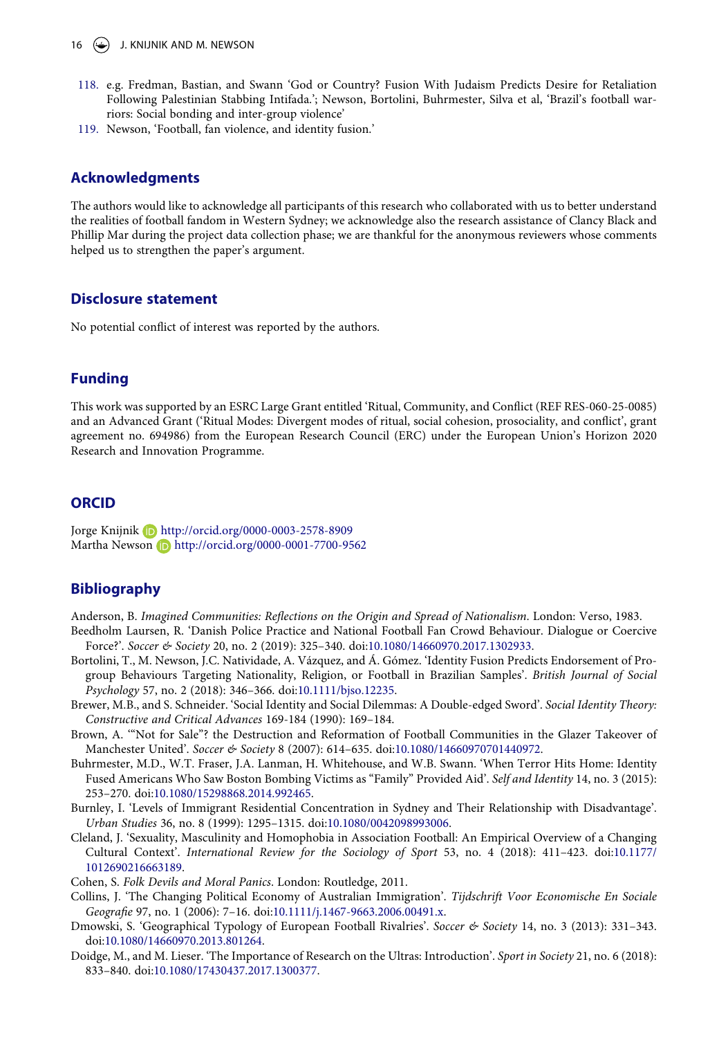118. e.g. Fredman, Bastian, and Swann 'God or Country? Fusion With Judaism Predicts Desire for Retaliation Following Palestinian Stabbing Intifada.'; Newson, Bortolini, Buhrmester, Silva et al, 'Brazil's football warriors: Social bonding and inter-group violence'
119. Newson, 'Football, fan violence, and identity fusion.'

## Acknowledgments

The authors would like to acknowledge all participants of this research who collaborated with us to better understand the realities of football fandom in Western Sydney; we acknowledge also the research assistance of Clancy Black and Phillip Mar during the project data collection phase; we are thankful for the anonymous reviewers whose comments helped us to strengthen the paper's argument.

## Disclosure statement

No potential conflict of interest was reported by the authors.

## Funding

This work was supported by an ESRC Large Grant entitled 'Ritual, Community, and Conflict (REF RES-060-25-0085) and an Advanced Grant ('Ritual Modes: Divergent modes of ritual, social cohesion, prosociality, and conflict', grant agreement no. 694986) from the European Research Council (ERC) under the European Union's Horizon 2020 Research and Innovation Programme.

## ORCID

Jorge Knijnik http://orcid.org/0000-0003-2578-8909
Martha Newson http://orcid.org/0000-0001-7700-9562

## Bibliography

Anderson, B. *Imagined Communities: Reflections on the Origin and Spread of Nationalism*. London: Verso, 1983.

Beedholm Laursen, R. 'Danish Police Practice and National Football Fan Crowd Behaviour. Dialogue or Coercive Force?'. *Soccer & Society* 20, no. 2 (2019): 325–340. doi:10.1080/14660970.2017.1302933.

Bortolini, T., M. Newson, J.C. Natividade, A. Vázquez, and Á. Gómez. 'Identity Fusion Predicts Endorsement of Pro-group Behaviours Targeting Nationality, Religion, or Football in Brazilian Samples'. *British Journal of Social Psychology* 57, no. 2 (2018): 346–366. doi:10.1111/bjso.12235.

Brewer, M.B., and S. Schneider. 'Social Identity and Social Dilemmas: A Double-edged Sword'. *Social Identity Theory: Constructive and Critical Advances* 169-184 (1990): 169–184.

Brown, A. '"Not for Sale"? the Destruction and Reformation of Football Communities in the Glazer Takeover of Manchester United'. *Soccer & Society* 8 (2007): 614–635. doi:10.1080/14660970701440972.

Buhrmester, M.D., W.T. Fraser, J.A. Lanman, H. Whitehouse, and W.B. Swann. 'When Terror Hits Home: Identity Fused Americans Who Saw Boston Bombing Victims as "Family" Provided Aid'. *Self and Identity* 14, no. 3 (2015): 253–270. doi:10.1080/15298868.2014.992465.

Burnley, I. 'Levels of Immigrant Residential Concentration in Sydney and Their Relationship with Disadvantage'. *Urban Studies* 36, no. 8 (1999): 1295–1315. doi:10.1080/0042098993006.

Cleland, J. 'Sexuality, Masculinity and Homophobia in Association Football: An Empirical Overview of a Changing Cultural Context'. *International Review for the Sociology of Sport* 53, no. 4 (2018): 411–423. doi:10.1177/1012690216663189.

Cohen, S. *Folk Devils and Moral Panics*. London: Routledge, 2011.

Collins, J. 'The Changing Political Economy of Australian Immigration'. *Tijdschrift Voor Economische En Sociale Geografie* 97, no. 1 (2006): 7–16. doi:10.1111/j.1467-9663.2006.00491.x.

Dmowski, S. 'Geographical Typology of European Football Rivalries'. *Soccer & Society* 14, no. 3 (2013): 331–343. doi:10.1080/14660970.2013.801264.

Doidge, M., and M. Lieser. 'The Importance of Research on the Ultras: Introduction'. *Sport in Society* 21, no. 6 (2018): 833–840. doi:10.1080/17430437.2017.1300377.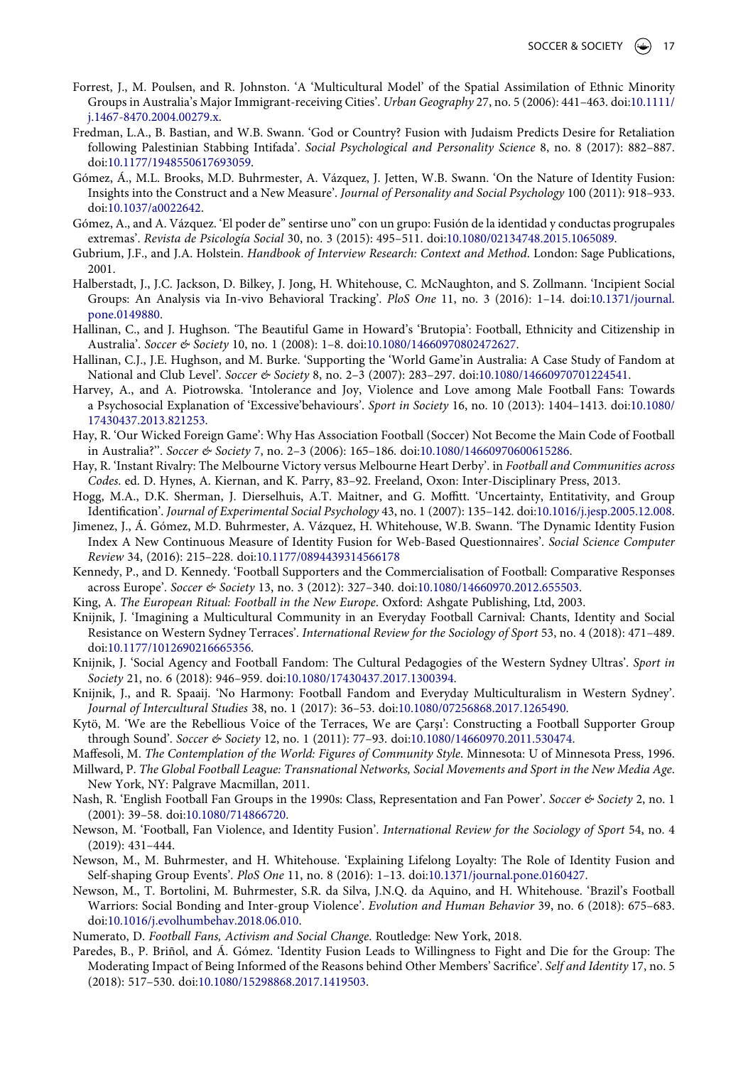Forrest, J., M. Poulsen, and R. Johnston. 'A 'Multicultural Model' of the Spatial Assimilation of Ethnic Minority Groups in Australia's Major Immigrant-receiving Cities'. *Urban Geography* 27, no. 5 (2006): 441–463. doi:10.1111/j.1467-8470.2004.00279.x.

Fredman, L.A., B. Bastian, and W.B. Swann. 'God or Country? Fusion with Judaism Predicts Desire for Retaliation following Palestinian Stabbing Intifada'. *Social Psychological and Personality Science* 8, no. 8 (2017): 882–887. doi:10.1177/1948550617693059.

Gómez, Á., M.L. Brooks, M.D. Buhrmester, A. Vázquez, J. Jetten, W.B. Swann. 'On the Nature of Identity Fusion: Insights into the Construct and a New Measure'. *Journal of Personality and Social Psychology* 100 (2011): 918–933. doi:10.1037/a0022642.

Gómez, A., and A. Vázquez. 'El poder de" sentirse uno" con un grupo: Fusión de la identidad y conductas progrupales extremas'. *Revista de Psicología Social* 30, no. 3 (2015): 495–511. doi:10.1080/02134748.2015.1065089.

Gubrium, J.F., and J.A. Holstein. *Handbook of Interview Research: Context and Method*. London: Sage Publications, 2001.

Halberstadt, J., J.C. Jackson, D. Bilkey, J. Jong, H. Whitehouse, C. McNaughton, and S. Zollmann. 'Incipient Social Groups: An Analysis via In-vivo Behavioral Tracking'. *PloS One* 11, no. 3 (2016): 1–14. doi:10.1371/journal.pone.0149880.

Hallinan, C., and J. Hughson. 'The Beautiful Game in Howard's 'Brutopia': Football, Ethnicity and Citizenship in Australia'. *Soccer & Society* 10, no. 1 (2008): 1–8. doi:10.1080/14660970802472627.

Hallinan, C.J., J.E. Hughson, and M. Burke. 'Supporting the 'World Game'in Australia: A Case Study of Fandom at National and Club Level'. *Soccer & Society* 8, no. 2–3 (2007): 283–297. doi:10.1080/14660970701224541.

Harvey, A., and A. Piotrowska. 'Intolerance and Joy, Violence and Love among Male Football Fans: Towards a Psychosocial Explanation of 'Excessive'behaviours'. *Sport in Society* 16, no. 10 (2013): 1404–1413. doi:10.1080/17430437.2013.821253.

Hay, R. 'Our Wicked Foreign Game': Why Has Association Football (Soccer) Not Become the Main Code of Football in Australia?''. *Soccer & Society* 7, no. 2–3 (2006): 165–186. doi:10.1080/14660970600615286.

Hay, R. 'Instant Rivalry: The Melbourne Victory versus Melbourne Heart Derby'. in *Football and Communities across Codes*. ed. D. Hynes, A. Kiernan, and K. Parry, 83–92. Freeland, Oxon: Inter-Disciplinary Press, 2013.

Hogg, M.A., D.K. Sherman, J. Dierselhuis, A.T. Maitner, and G. Moffitt. 'Uncertainty, Entitativity, and Group Identification'. *Journal of Experimental Social Psychology* 43, no. 1 (2007): 135–142. doi:10.1016/j.jesp.2005.12.008.

Jimenez, J., Á. Gómez, M.D. Buhrmester, A. Vázquez, H. Whitehouse, W.B. Swann. 'The Dynamic Identity Fusion Index A New Continuous Measure of Identity Fusion for Web-Based Questionnaires'. *Social Science Computer Review* 34, (2016): 215–228. doi:10.1177/0894439314566178

Kennedy, P., and D. Kennedy. 'Football Supporters and the Commercialisation of Football: Comparative Responses across Europe'. *Soccer & Society* 13, no. 3 (2012): 327–340. doi:10.1080/14660970.2012.655503.

King, A. *The European Ritual: Football in the New Europe*. Oxford: Ashgate Publishing, Ltd, 2003.

Knijnik, J. 'Imagining a Multicultural Community in an Everyday Football Carnival: Chants, Identity and Social Resistance on Western Sydney Terraces'. *International Review for the Sociology of Sport* 53, no. 4 (2018): 471–489. doi:10.1177/1012690216665356.

Knijnik, J. 'Social Agency and Football Fandom: The Cultural Pedagogies of the Western Sydney Ultras'. *Sport in Society* 21, no. 6 (2018): 946–959. doi:10.1080/17430437.2017.1300394.

Knijnik, J., and R. Spaaij. 'No Harmony: Football Fandom and Everyday Multiculturalism in Western Sydney'. *Journal of Intercultural Studies* 38, no. 1 (2017): 36–53. doi:10.1080/07256868.2017.1265490.

Kytö, M. 'We are the Rebellious Voice of the Terraces, We are Çarşı': Constructing a Football Supporter Group through Sound'. *Soccer & Society* 12, no. 1 (2011): 77–93. doi:10.1080/14660970.2011.530474.

Maffesoli, M. *The Contemplation of the World: Figures of Community Style*. Minnesota: U of Minnesota Press, 1996.

Millward, P. *The Global Football League: Transnational Networks, Social Movements and Sport in the New Media Age*. New York, NY: Palgrave Macmillan, 2011.

Nash, R. 'English Football Fan Groups in the 1990s: Class, Representation and Fan Power'. *Soccer & Society* 2, no. 1 (2001): 39–58. doi:10.1080/714866720.

Newson, M. 'Football, Fan Violence, and Identity Fusion'. *International Review for the Sociology of Sport* 54, no. 4 (2019): 431–444.

Newson, M., M. Buhrmester, and H. Whitehouse. 'Explaining Lifelong Loyalty: The Role of Identity Fusion and Self-shaping Group Events'. *PloS One* 11, no. 8 (2016): 1–13. doi:10.1371/journal.pone.0160427.

Newson, M., T. Bortolini, M. Buhrmester, S.R. da Silva, J.N.Q. da Aquino, and H. Whitehouse. 'Brazil's Football Warriors: Social Bonding and Inter-group Violence'. *Evolution and Human Behavior* 39, no. 6 (2018): 675–683. doi:10.1016/j.evolhumbehav.2018.06.010.

Numerato, D. *Football Fans, Activism and Social Change*. Routledge: New York, 2018.

Paredes, B., P. Briñol, and Á. Gómez. 'Identity Fusion Leads to Willingness to Fight and Die for the Group: The Moderating Impact of Being Informed of the Reasons behind Other Members' Sacrifice'. *Self and Identity* 17, no. 5 (2018): 517–530. doi:10.1080/15298868.2017.1419503.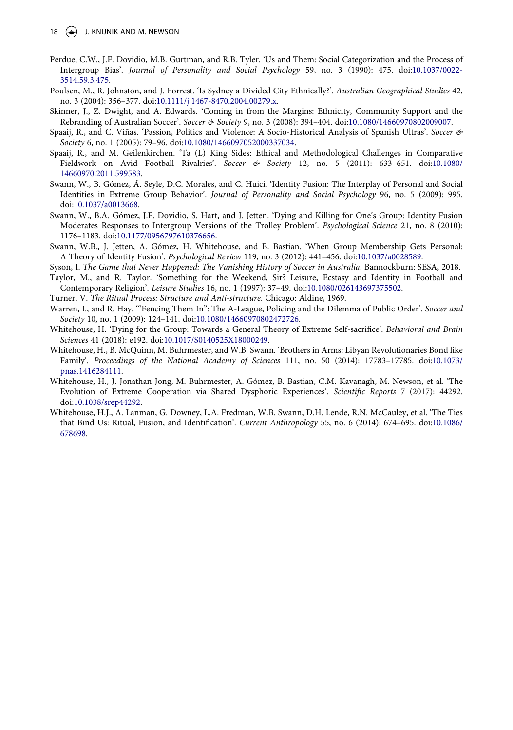Perdue, C.W., J.F. Dovidio, M.B. Gurtman, and R.B. Tyler. 'Us and Them: Social Categorization and the Process of Intergroup Bias'. *Journal of Personality and Social Psychology* 59, no. 3 (1990): 475. doi:10.1037/0022-3514.59.3.475.

Poulsen, M., R. Johnston, and J. Forrest. 'Is Sydney a Divided City Ethnically?'. *Australian Geographical Studies* 42, no. 3 (2004): 356–377. doi:10.1111/j.1467-8470.2004.00279.x.

Skinner, J., Z. Dwight, and A. Edwards. 'Coming in from the Margins: Ethnicity, Community Support and the Rebranding of Australian Soccer'. *Soccer & Society* 9, no. 3 (2008): 394–404. doi:10.1080/14660970802009007.

Spaaij, R., and C. Viñas. 'Passion, Politics and Violence: A Socio-Historical Analysis of Spanish Ultras'. *Soccer & Society* 6, no. 1 (2005): 79–96. doi:10.1080/1466097052000337034.

Spaaij, R., and M. Geilenkirchen. 'Ta (L) King Sides: Ethical and Methodological Challenges in Comparative Fieldwork on Avid Football Rivalries'. *Soccer & Society* 12, no. 5 (2011): 633–651. doi:10.1080/14660970.2011.599583.

Swann, W., B. Gómez, Á. Seyle, D.C. Morales, and C. Huici. 'Identity Fusion: The Interplay of Personal and Social Identities in Extreme Group Behavior'. *Journal of Personality and Social Psychology* 96, no. 5 (2009): 995. doi:10.1037/a0013668.

Swann, W., B.A. Gómez, J.F. Dovidio, S. Hart, and J. Jetten. 'Dying and Killing for One's Group: Identity Fusion Moderates Responses to Intergroup Versions of the Trolley Problem'. *Psychological Science* 21, no. 8 (2010): 1176–1183. doi:10.1177/0956797610376656.

Swann, W.B., J. Jetten, A. Gómez, H. Whitehouse, and B. Bastian. 'When Group Membership Gets Personal: A Theory of Identity Fusion'. *Psychological Review* 119, no. 3 (2012): 441–456. doi:10.1037/a0028589.

Syson, I. *The Game that Never Happened: The Vanishing History of Soccer in Australia*. Bannockburn: SESA, 2018.

Taylor, M., and R. Taylor. 'Something for the Weekend, Sir? Leisure, Ecstasy and Identity in Football and Contemporary Religion'. *Leisure Studies* 16, no. 1 (1997): 37–49. doi:10.1080/026143697375502.

Turner, V. *The Ritual Process: Structure and Anti-structure*. Chicago: Aldine, 1969.

Warren, I., and R. Hay. '"Fencing Them In": The A-League, Policing and the Dilemma of Public Order'. *Soccer and Society* 10, no. 1 (2009): 124–141. doi:10.1080/14660970802472726.

Whitehouse, H. 'Dying for the Group: Towards a General Theory of Extreme Self-sacrifice'. *Behavioral and Brain Sciences* 41 (2018): e192. doi:10.1017/S0140525X18000249.

Whitehouse, H., B. McQuinn, M. Buhrmester, and W.B. Swann. 'Brothers in Arms: Libyan Revolutionaries Bond like Family'. *Proceedings of the National Academy of Sciences* 111, no. 50 (2014): 17783–17785. doi:10.1073/pnas.1416284111.

Whitehouse, H., J. Jonathan Jong, M. Buhrmester, A. Gómez, B. Bastian, C.M. Kavanagh, M. Newson, et al. 'The Evolution of Extreme Cooperation via Shared Dysphoric Experiences'. *Scientific Reports* 7 (2017): 44292. doi:10.1038/srep44292.

Whitehouse, H.J., A. Lanman, G. Downey, L.A. Fredman, W.B. Swann, D.H. Lende, R.N. McCauley, et al. 'The Ties that Bind Us: Ritual, Fusion, and Identification'. *Current Anthropology* 55, no. 6 (2014): 674–695. doi:10.1086/678698.